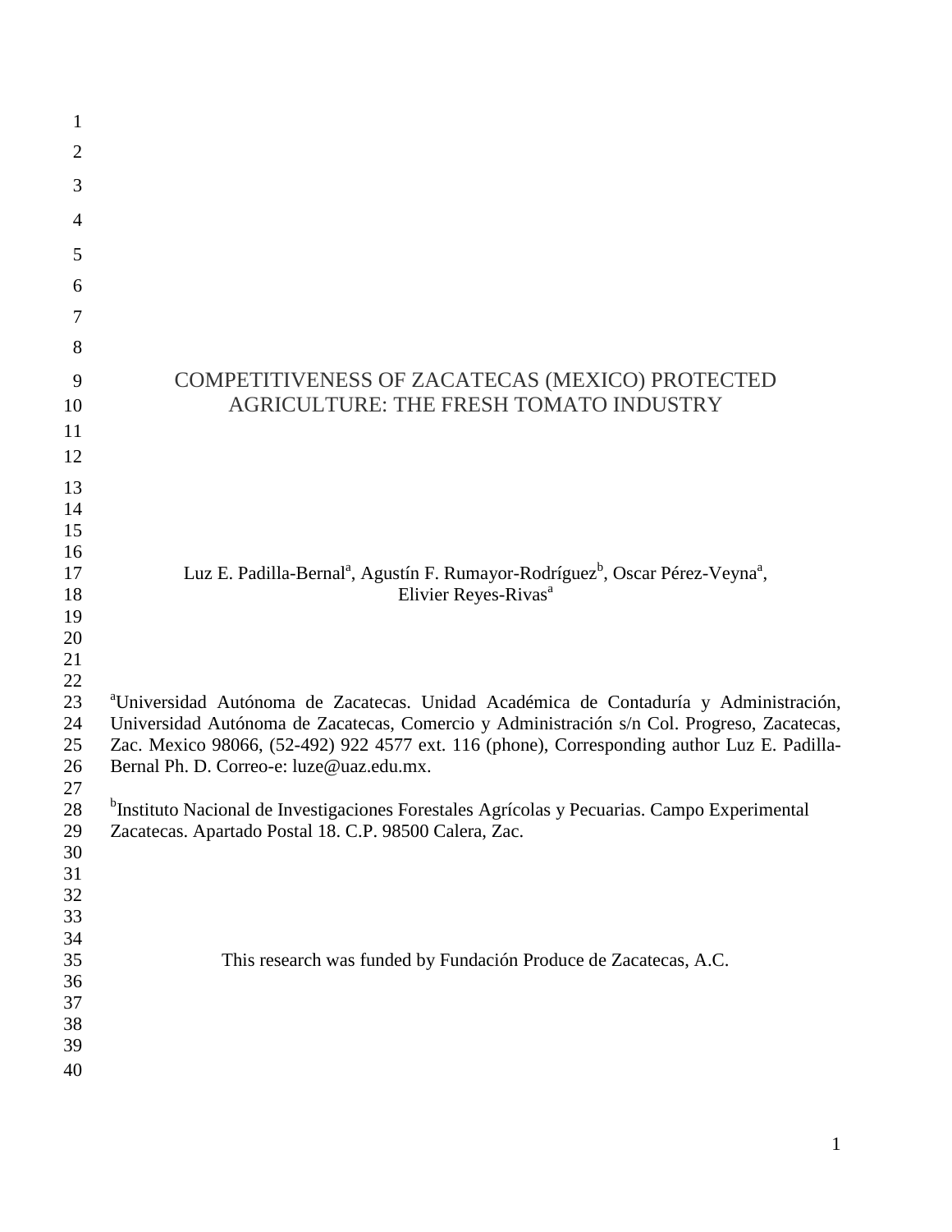# COMPETITIVENESS OF ZACATECAS (MEXICO) PROTECTED AGRICULTURE: THE FRESH TOMATO INDUSTRY

Luz E. Padilla-Bernal[a], Agustín F. Rumayor-Rodríguez[b], Oscar Pérez-Veyna[a], Elivier Reyes-Rivas[a]

[a]Universidad Autónoma de Zacatecas. Unidad Académica de Contaduría y Administración, Universidad Autónoma de Zacatecas, Comercio y Administración s/n Col. Progreso, Zacatecas, Zac. Mexico 98066, (52-492) 922 4577 ext. 116 (phone), Corresponding author Luz E. Padilla-Bernal Ph. D. Correo-e: luze@uaz.edu.mx.

[b]Instituto Nacional de Investigaciones Forestales Agrícolas y Pecuarias. Campo Experimental Zacatecas. Apartado Postal 18. C.P. 98500 Calera, Zac.

This research was funded by Fundación Produce de Zacatecas, A.C.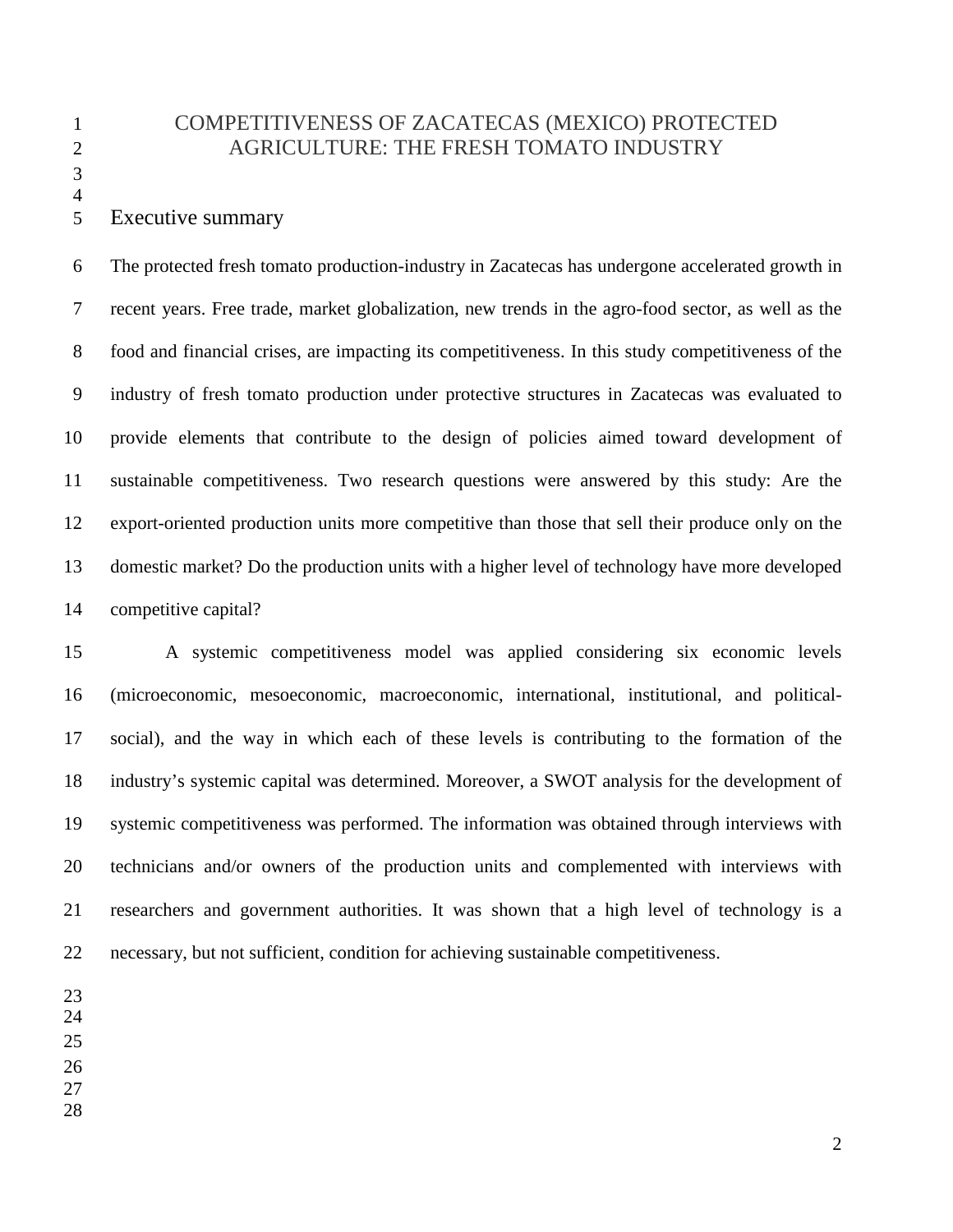# COMPETITIVENESS OF ZACATECAS (MEXICO) PROTECTED AGRICULTURE: THE FRESH TOMATO INDUSTRY

## Executive summary

The protected fresh tomato production-industry in Zacatecas has undergone accelerated growth in recent years. Free trade, market globalization, new trends in the agro-food sector, as well as the food and financial crises, are impacting its competitiveness. In this study competitiveness of the industry of fresh tomato production under protective structures in Zacatecas was evaluated to provide elements that contribute to the design of policies aimed toward development of sustainable competitiveness. Two research questions were answered by this study: Are the export-oriented production units more competitive than those that sell their produce only on the domestic market? Do the production units with a higher level of technology have more developed competitive capital?

A systemic competitiveness model was applied considering six economic levels (microeconomic, mesoeconomic, macroeconomic, international, institutional, and political-social), and the way in which each of these levels is contributing to the formation of the industry's systemic capital was determined. Moreover, a SWOT analysis for the development of systemic competitiveness was performed. The information was obtained through interviews with technicians and/or owners of the production units and complemented with interviews with researchers and government authorities. It was shown that a high level of technology is a necessary, but not sufficient, condition for achieving sustainable competitiveness.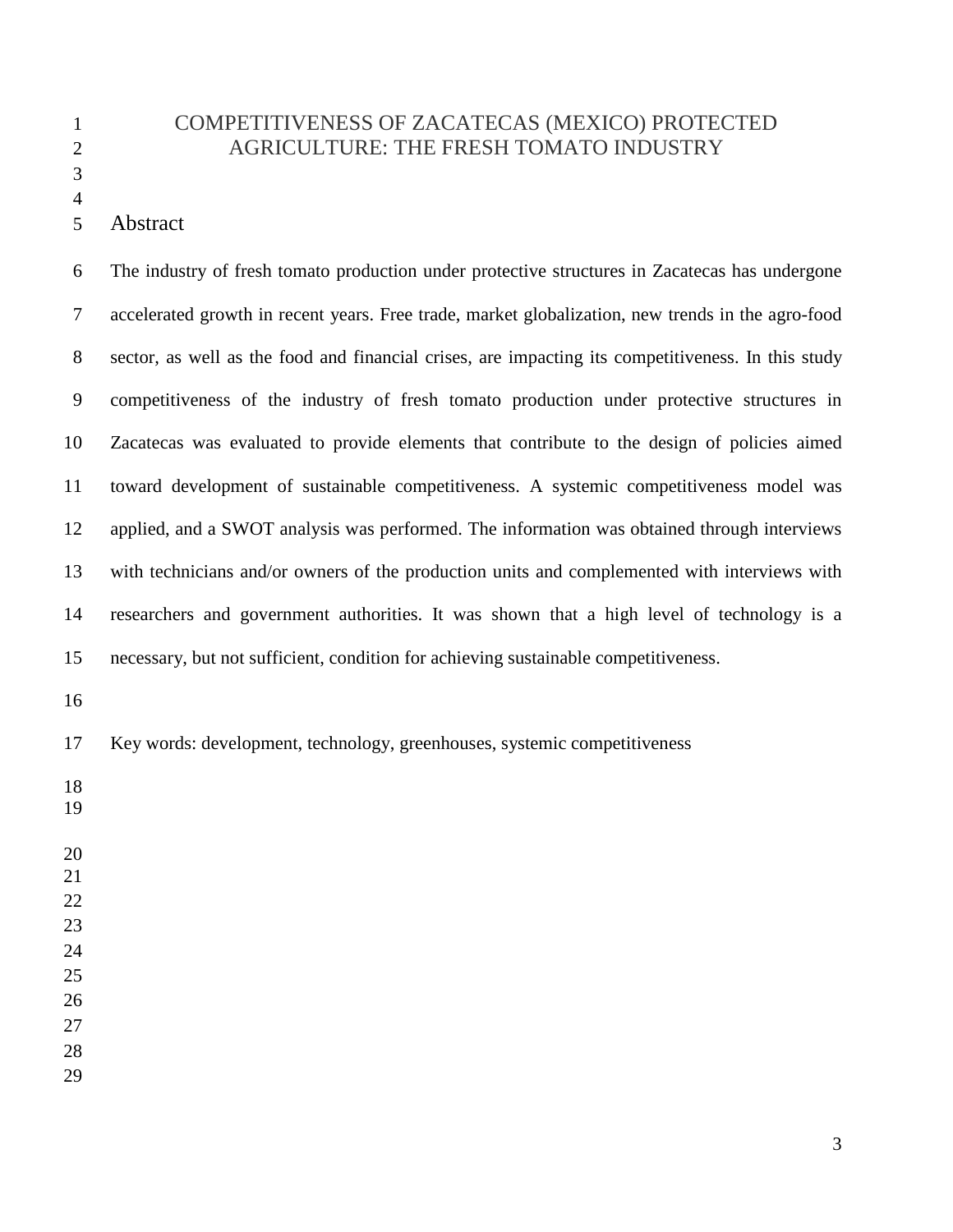# COMPETITIVENESS OF ZACATECAS (MEXICO) PROTECTED AGRICULTURE: THE FRESH TOMATO INDUSTRY

## Abstract

The industry of fresh tomato production under protective structures in Zacatecas has undergone accelerated growth in recent years. Free trade, market globalization, new trends in the agro-food sector, as well as the food and financial crises, are impacting its competitiveness. In this study competitiveness of the industry of fresh tomato production under protective structures in Zacatecas was evaluated to provide elements that contribute to the design of policies aimed toward development of sustainable competitiveness. A systemic competitiveness model was applied, and a SWOT analysis was performed. The information was obtained through interviews with technicians and/or owners of the production units and complemented with interviews with researchers and government authorities. It was shown that a high level of technology is a necessary, but not sufficient, condition for achieving sustainable competitiveness.

Key words: development, technology, greenhouses, systemic competitiveness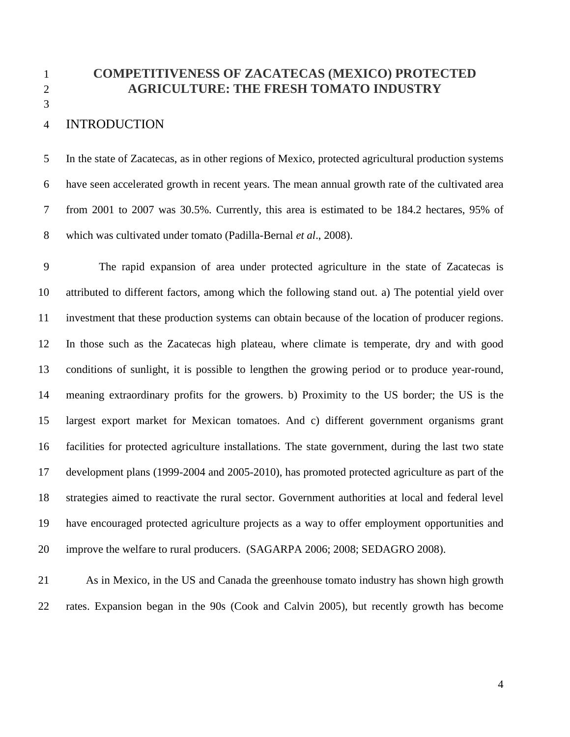# COMPETITIVENESS OF ZACATECAS (MEXICO) PROTECTED AGRICULTURE: THE FRESH TOMATO INDUSTRY

## INTRODUCTION

In the state of Zacatecas, as in other regions of Mexico, protected agricultural production systems have seen accelerated growth in recent years. The mean annual growth rate of the cultivated area from 2001 to 2007 was 30.5%. Currently, this area is estimated to be 184.2 hectares, 95% of which was cultivated under tomato (Padilla-Bernal *et al*., 2008).

The rapid expansion of area under protected agriculture in the state of Zacatecas is attributed to different factors, among which the following stand out. a) The potential yield over investment that these production systems can obtain because of the location of producer regions. In those such as the Zacatecas high plateau, where climate is temperate, dry and with good conditions of sunlight, it is possible to lengthen the growing period or to produce year-round, meaning extraordinary profits for the growers. b) Proximity to the US border; the US is the largest export market for Mexican tomatoes. And c) different government organisms grant facilities for protected agriculture installations. The state government, during the last two state development plans (1999-2004 and 2005-2010), has promoted protected agriculture as part of the strategies aimed to reactivate the rural sector. Government authorities at local and federal level have encouraged protected agriculture projects as a way to offer employment opportunities and improve the welfare to rural producers. (SAGARPA 2006; 2008; SEDAGRO 2008).

As in Mexico, in the US and Canada the greenhouse tomato industry has shown high growth rates. Expansion began in the 90s (Cook and Calvin 2005), but recently growth has become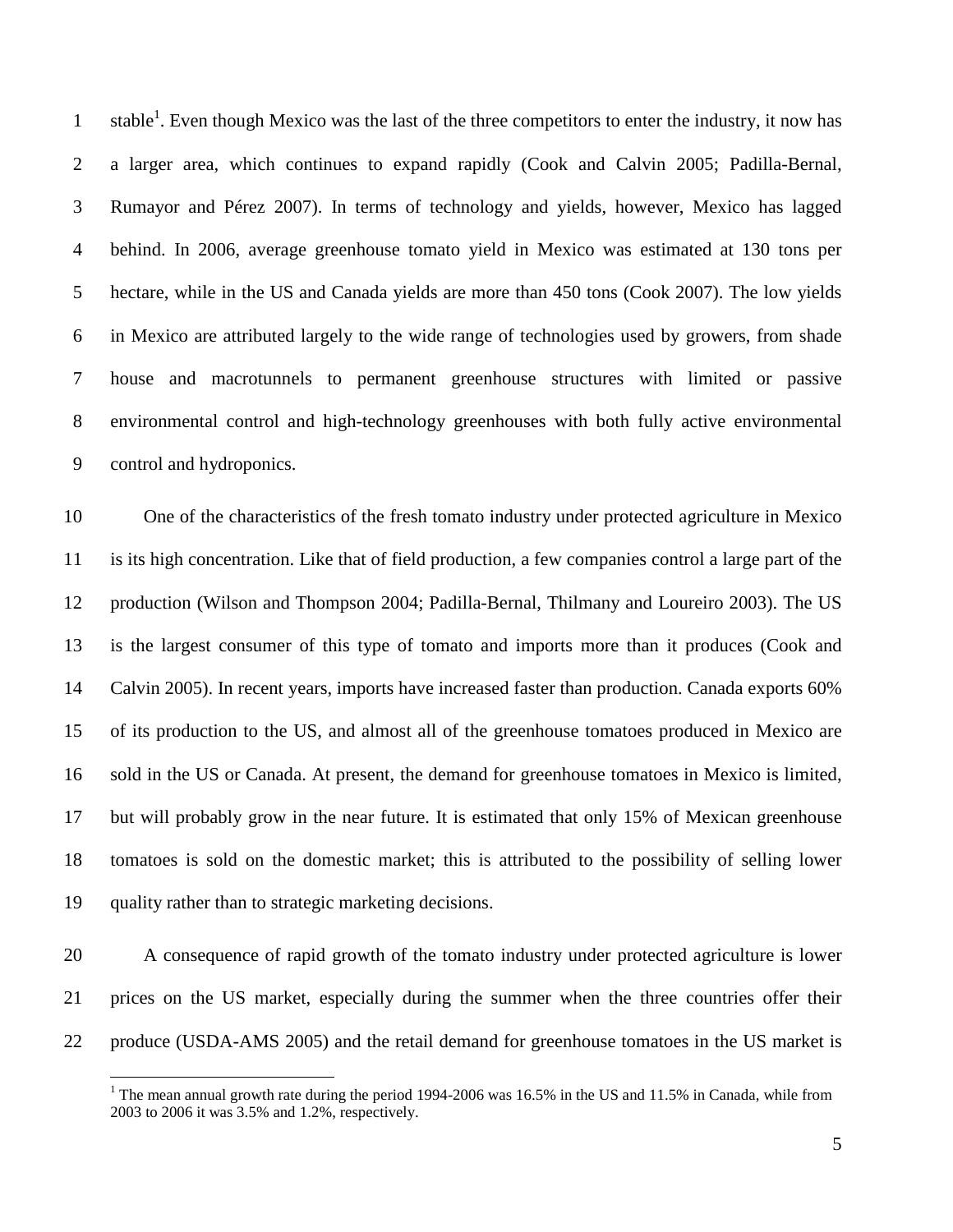stable[1]. Even though Mexico was the last of the three competitors to enter the industry, it now has a larger area, which continues to expand rapidly (Cook and Calvin 2005; Padilla-Bernal, Rumayor and Pérez 2007). In terms of technology and yields, however, Mexico has lagged behind. In 2006, average greenhouse tomato yield in Mexico was estimated at 130 tons per hectare, while in the US and Canada yields are more than 450 tons (Cook 2007). The low yields in Mexico are attributed largely to the wide range of technologies used by growers, from shade house and macrotunnels to permanent greenhouse structures with limited or passive environmental control and high-technology greenhouses with both fully active environmental control and hydroponics.

One of the characteristics of the fresh tomato industry under protected agriculture in Mexico is its high concentration. Like that of field production, a few companies control a large part of the production (Wilson and Thompson 2004; Padilla-Bernal, Thilmany and Loureiro 2003). The US is the largest consumer of this type of tomato and imports more than it produces (Cook and Calvin 2005). In recent years, imports have increased faster than production. Canada exports 60% of its production to the US, and almost all of the greenhouse tomatoes produced in Mexico are sold in the US or Canada. At present, the demand for greenhouse tomatoes in Mexico is limited, but will probably grow in the near future. It is estimated that only 15% of Mexican greenhouse tomatoes is sold on the domestic market; this is attributed to the possibility of selling lower quality rather than to strategic marketing decisions.

A consequence of rapid growth of the tomato industry under protected agriculture is lower prices on the US market, especially during the summer when the three countries offer their produce (USDA-AMS 2005) and the retail demand for greenhouse tomatoes in the US market is

[1] The mean annual growth rate during the period 1994-2006 was 16.5% in the US and 11.5% in Canada, while from 2003 to 2006 it was 3.5% and 1.2%, respectively.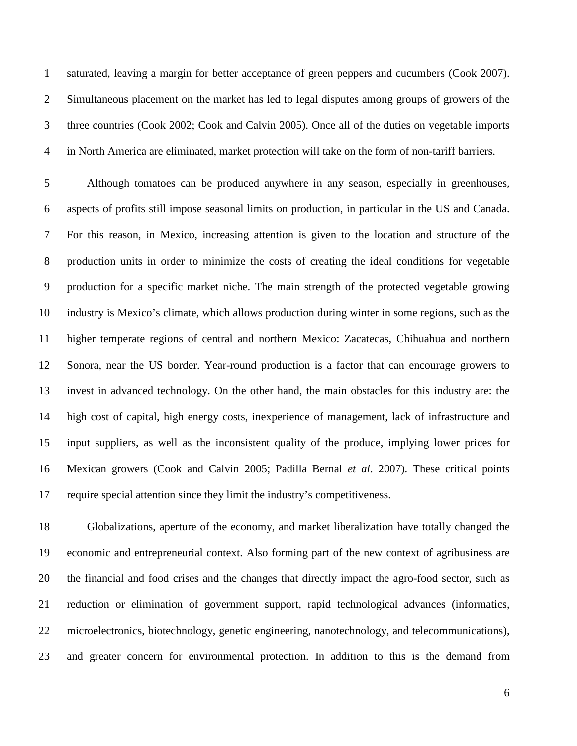saturated, leaving a margin for better acceptance of green peppers and cucumbers (Cook 2007). Simultaneous placement on the market has led to legal disputes among groups of growers of the three countries (Cook 2002; Cook and Calvin 2005). Once all of the duties on vegetable imports in North America are eliminated, market protection will take on the form of non-tariff barriers.

Although tomatoes can be produced anywhere in any season, especially in greenhouses, aspects of profits still impose seasonal limits on production, in particular in the US and Canada. For this reason, in Mexico, increasing attention is given to the location and structure of the production units in order to minimize the costs of creating the ideal conditions for vegetable production for a specific market niche. The main strength of the protected vegetable growing industry is Mexico's climate, which allows production during winter in some regions, such as the higher temperate regions of central and northern Mexico: Zacatecas, Chihuahua and northern Sonora, near the US border. Year-round production is a factor that can encourage growers to invest in advanced technology. On the other hand, the main obstacles for this industry are: the high cost of capital, high energy costs, inexperience of management, lack of infrastructure and input suppliers, as well as the inconsistent quality of the produce, implying lower prices for Mexican growers (Cook and Calvin 2005; Padilla Bernal *et al*. 2007). These critical points require special attention since they limit the industry's competitiveness.

Globalizations, aperture of the economy, and market liberalization have totally changed the economic and entrepreneurial context. Also forming part of the new context of agribusiness are the financial and food crises and the changes that directly impact the agro-food sector, such as reduction or elimination of government support, rapid technological advances (informatics, microelectronics, biotechnology, genetic engineering, nanotechnology, and telecommunications), and greater concern for environmental protection. In addition to this is the demand from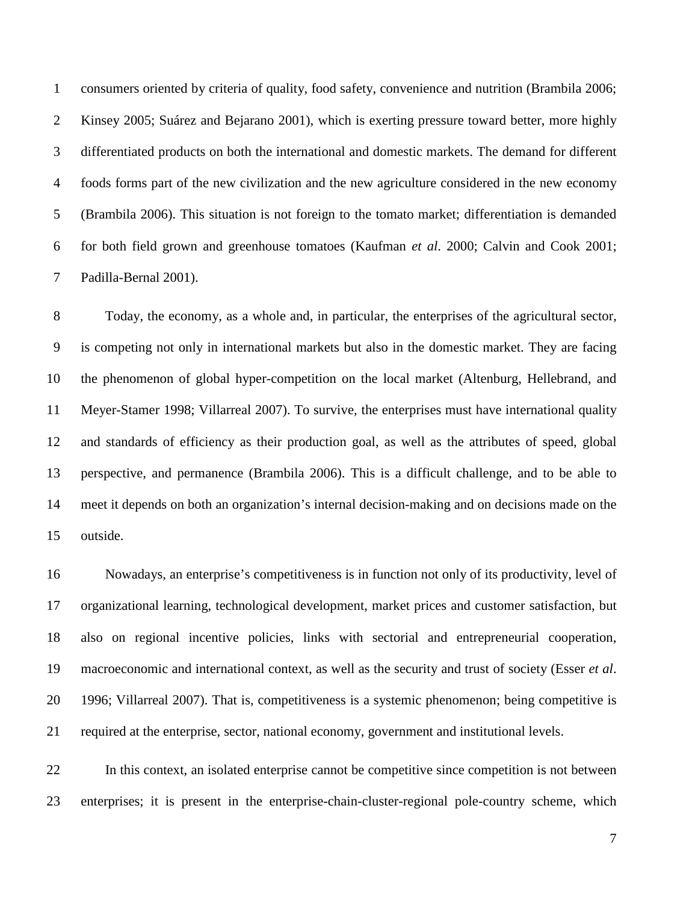consumers oriented by criteria of quality, food safety, convenience and nutrition (Brambila 2006; Kinsey 2005; Suárez and Bejarano 2001), which is exerting pressure toward better, more highly differentiated products on both the international and domestic markets. The demand for different foods forms part of the new civilization and the new agriculture considered in the new economy (Brambila 2006). This situation is not foreign to the tomato market; differentiation is demanded for both field grown and greenhouse tomatoes (Kaufman *et al*. 2000; Calvin and Cook 2001; Padilla-Bernal 2001).

Today, the economy, as a whole and, in particular, the enterprises of the agricultural sector, is competing not only in international markets but also in the domestic market. They are facing the phenomenon of global hyper-competition on the local market (Altenburg, Hellebrand, and Meyer-Stamer 1998; Villarreal 2007). To survive, the enterprises must have international quality and standards of efficiency as their production goal, as well as the attributes of speed, global perspective, and permanence (Brambila 2006). This is a difficult challenge, and to be able to meet it depends on both an organization's internal decision-making and on decisions made on the outside.

Nowadays, an enterprise's competitiveness is in function not only of its productivity, level of organizational learning, technological development, market prices and customer satisfaction, but also on regional incentive policies, links with sectorial and entrepreneurial cooperation, macroeconomic and international context, as well as the security and trust of society (Esser *et al*. 1996; Villarreal 2007). That is, competitiveness is a systemic phenomenon; being competitive is required at the enterprise, sector, national economy, government and institutional levels.

In this context, an isolated enterprise cannot be competitive since competition is not between enterprises; it is present in the enterprise-chain-cluster-regional pole-country scheme, which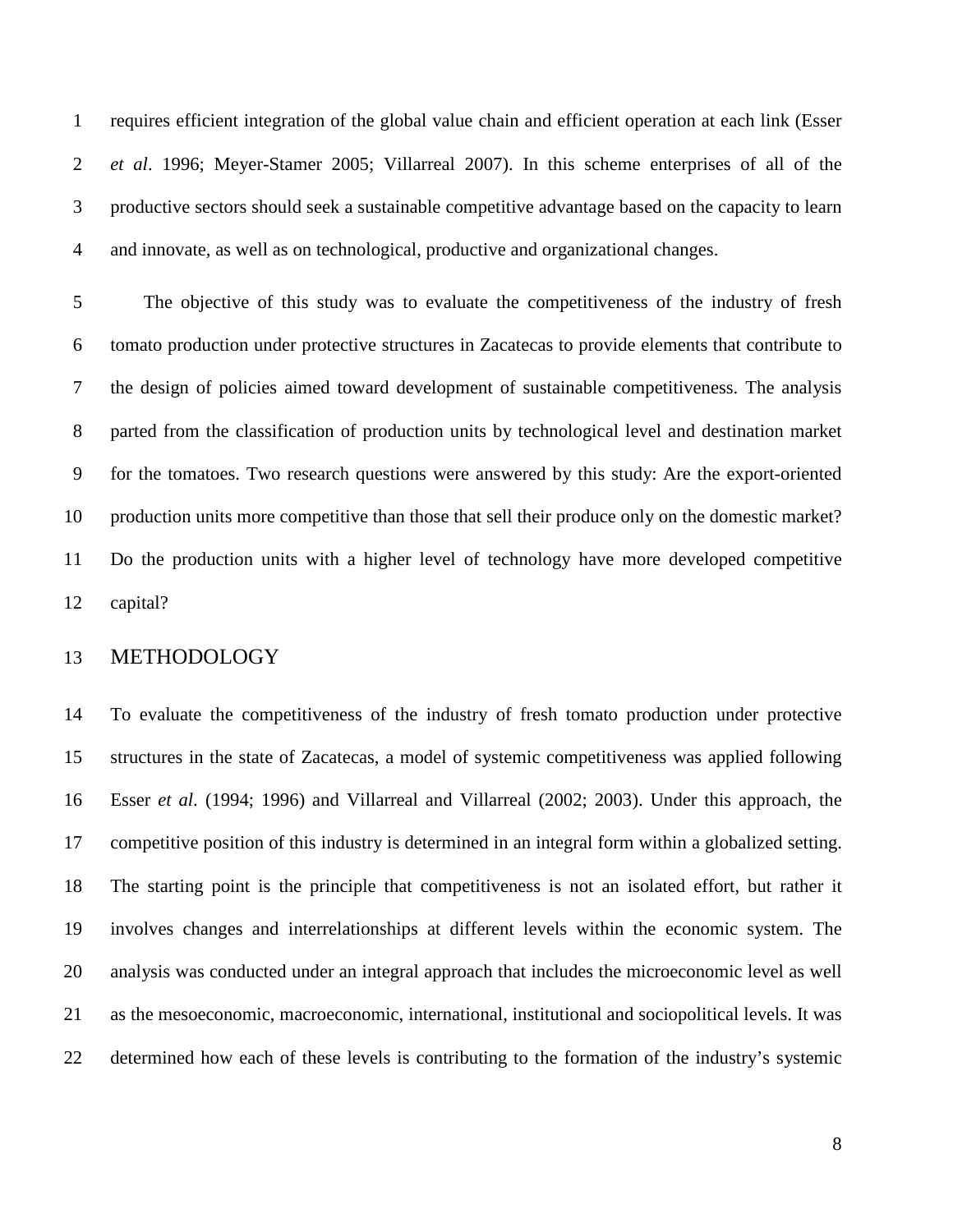requires efficient integration of the global value chain and efficient operation at each link (Esser *et al*. 1996; Meyer-Stamer 2005; Villarreal 2007). In this scheme enterprises of all of the productive sectors should seek a sustainable competitive advantage based on the capacity to learn and innovate, as well as on technological, productive and organizational changes.

The objective of this study was to evaluate the competitiveness of the industry of fresh tomato production under protective structures in Zacatecas to provide elements that contribute to the design of policies aimed toward development of sustainable competitiveness. The analysis parted from the classification of production units by technological level and destination market for the tomatoes. Two research questions were answered by this study: Are the export-oriented production units more competitive than those that sell their produce only on the domestic market? Do the production units with a higher level of technology have more developed competitive capital?

## METHODOLOGY

To evaluate the competitiveness of the industry of fresh tomato production under protective structures in the state of Zacatecas, a model of systemic competitiveness was applied following Esser *et al*. (1994; 1996) and Villarreal and Villarreal (2002; 2003). Under this approach, the competitive position of this industry is determined in an integral form within a globalized setting. The starting point is the principle that competitiveness is not an isolated effort, but rather it involves changes and interrelationships at different levels within the economic system. The analysis was conducted under an integral approach that includes the microeconomic level as well as the mesoeconomic, macroeconomic, international, institutional and sociopolitical levels. It was determined how each of these levels is contributing to the formation of the industry's systemic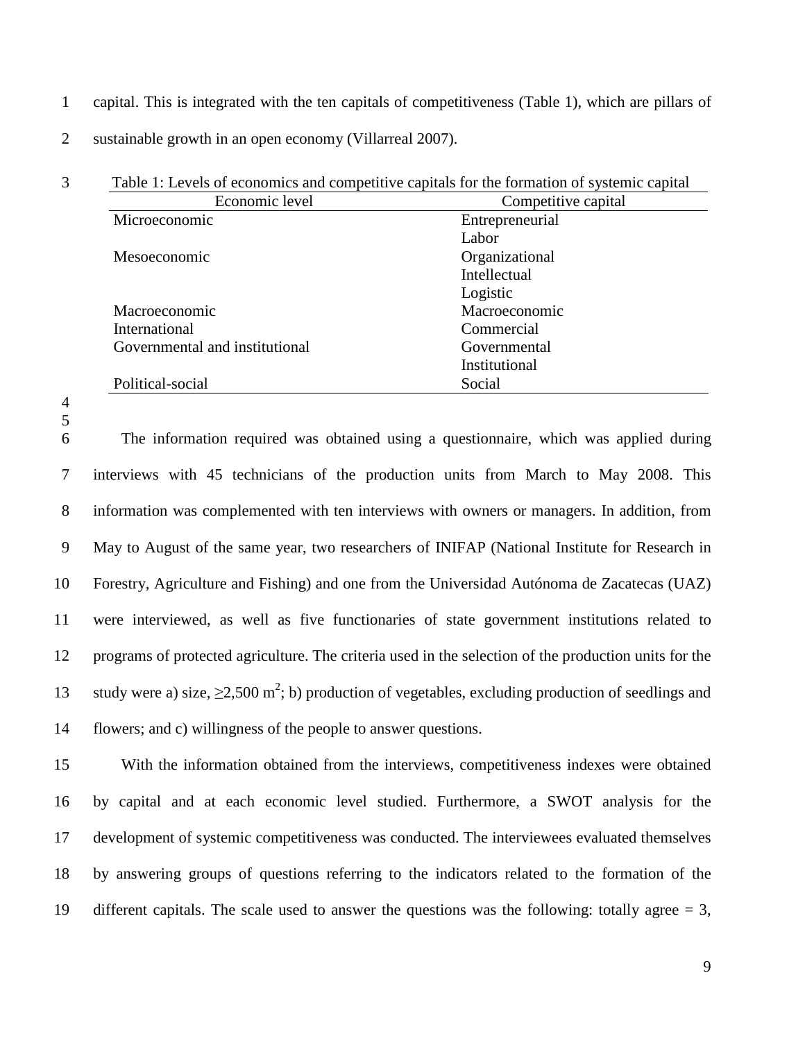capital. This is integrated with the ten capitals of competitiveness (Table 1), which are pillars of sustainable growth in an open economy (Villarreal 2007).

Table 1: Levels of economics and competitive capitals for the formation of systemic capital

| Economic level | Competitive capital |
|---|---|
| Microeconomic | Entrepreneurial |
| | Labor |
| Mesoeconomic | Organizational |
| | Intellectual |
| | Logistic |
| Macroeconomic | Macroeconomic |
| International | Commercial |
| Governmental and institutional | Governmental |
| | Institutional |
| Political-social | Social |

The information required was obtained using a questionnaire, which was applied during interviews with 45 technicians of the production units from March to May 2008. This information was complemented with ten interviews with owners or managers. In addition, from May to August of the same year, two researchers of INIFAP (National Institute for Research in Forestry, Agriculture and Fishing) and one from the Universidad Autónoma de Zacatecas (UAZ) were interviewed, as well as five functionaries of state government institutions related to programs of protected agriculture. The criteria used in the selection of the production units for the study were a) size, $\geq$2,500 $m^2$; b) production of vegetables, excluding production of seedlings and flowers; and c) willingness of the people to answer questions.

With the information obtained from the interviews, competitiveness indexes were obtained by capital and at each economic level studied. Furthermore, a SWOT analysis for the development of systemic competitiveness was conducted. The interviewees evaluated themselves by answering groups of questions referring to the indicators related to the formation of the different capitals. The scale used to answer the questions was the following: totally agree = 3,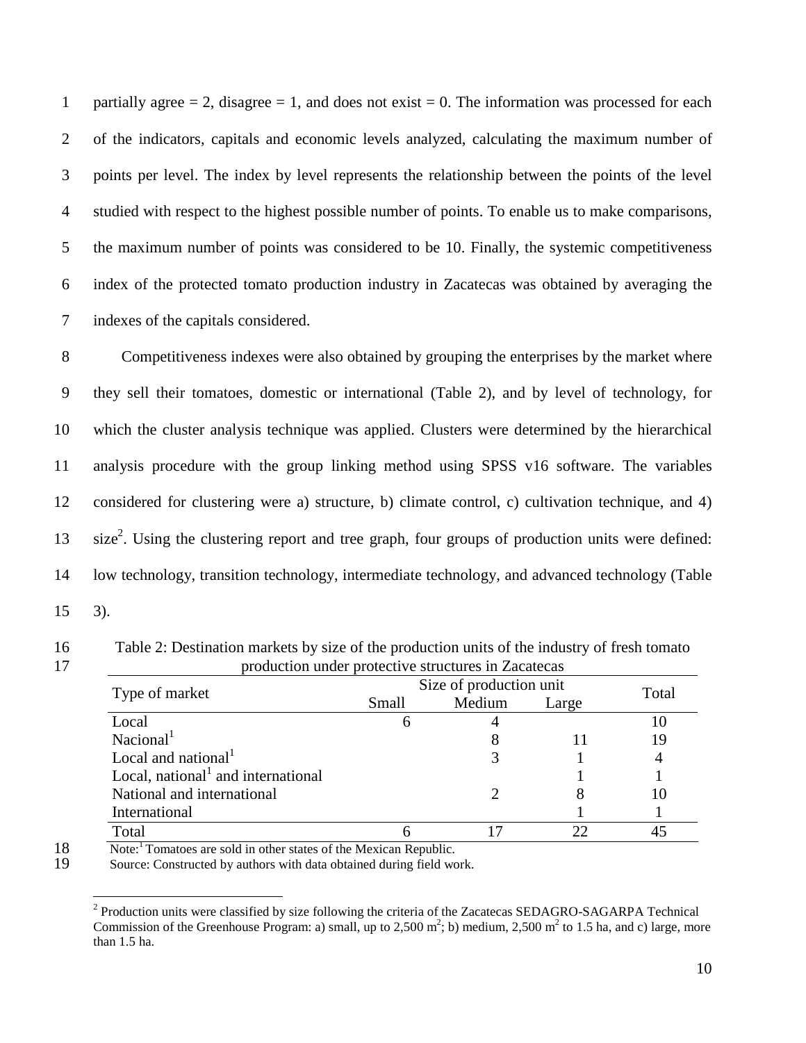partially agree = 2, disagree = 1, and does not exist = 0. The information was processed for each of the indicators, capitals and economic levels analyzed, calculating the maximum number of points per level. The index by level represents the relationship between the points of the level studied with respect to the highest possible number of points. To enable us to make comparisons, the maximum number of points was considered to be 10. Finally, the systemic competitiveness index of the protected tomato production industry in Zacatecas was obtained by averaging the indexes of the capitals considered.

Competitiveness indexes were also obtained by grouping the enterprises by the market where they sell their tomatoes, domestic or international (Table 2), and by level of technology, for which the cluster analysis technique was applied. Clusters were determined by the hierarchical analysis procedure with the group linking method using SPSS v16 software. The variables considered for clustering were a) structure, b) climate control, c) cultivation technique, and 4) size[2]. Using the clustering report and tree graph, four groups of production units were defined: low technology, transition technology, intermediate technology, and advanced technology (Table 3).

Table 2: Destination markets by size of the production units of the industry of fresh tomato production under protective structures in Zacatecas

| Type of market | Size of production unit | | | Total |
|---|---|---|---|---|
| | Small | Medium | Large | |
| Local | 6 | 4 | | 10 |
| Nacional[1] | | 8 | 11 | 19 |
| Local and national[1] | | 3 | 1 | 4 |
| Local, national[1] and international | | | 1 | 1 |
| National and international | | 2 | 8 | 10 |
| International | | | 1 | 1 |
| Total | 6 | 17 | 22 | 45 |

Note:[1] Tomatoes are sold in other states of the Mexican Republic.

Source: Constructed by authors with data obtained during field work.

[2] Production units were classified by size following the criteria of the Zacatecas SEDAGRO-SAGARPA Technical Commission of the Greenhouse Program: a) small, up to 2,500 $m^2$; b) medium, 2,500 $m^2$ to 1.5 ha, and c) large, more than 1.5 ha.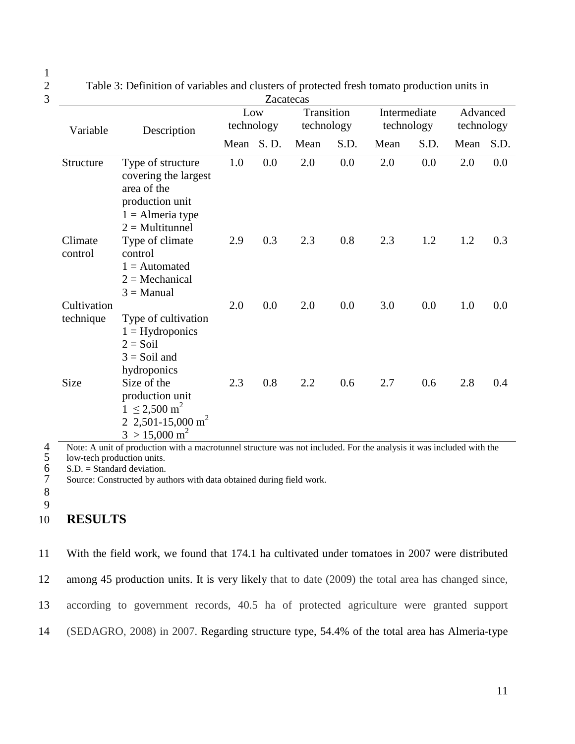Table 3: Definition of variables and clusters of protected fresh tomato production units in Zacatecas

| Variable | Description | Low technology | | Transition technology | | Intermediate technology | | Advanced technology | |
|---|---|---|---|---|---|---|---|---|---|
| | | Mean | S. D. | Mean | S.D. | Mean | S.D. | Mean | S.D. |
| Structure | Type of structure covering the largest area of the production unit 1 = Almeria type 2 = Multitunnel | 1.0 | 0.0 | 2.0 | 0.0 | 2.0 | 0.0 | 2.0 | 0.0 |
| Climate control | Type of climate control 1 = Automated 2 = Mechanical 3 = Manual | 2.9 | 0.3 | 2.3 | 0.8 | 2.3 | 1.2 | 1.2 | 0.3 |
| Cultivation technique | Type of cultivation 1 = Hydroponics 2 = Soil 3 = Soil and hydroponics | 2.0 | 0.0 | 2.0 | 0.0 | 3.0 | 0.0 | 1.0 | 0.0 |
| Size | Size of the production unit 1 $\leq 2{,}500\ m^2$ 2 $2{,}501$-$15{,}000\ m^2$ 3 $> 15{,}000\ m^2$ | 2.3 | 0.8 | 2.2 | 0.6 | 2.7 | 0.6 | 2.8 | 0.4 |

Note: A unit of production with a macrotunnel structure was not included. For the analysis it was included with the low-tech production units.
S.D. = Standard deviation.
Source: Constructed by authors with data obtained during field work.

## RESULTS

With the field work, we found that 174.1 ha cultivated under tomatoes in 2007 were distributed among 45 production units. It is very likely that to date (2009) the total area has changed since, according to government records, 40.5 ha of protected agriculture were granted support (SEDAGRO, 2008) in 2007. Regarding structure type, 54.4% of the total area has Almeria-type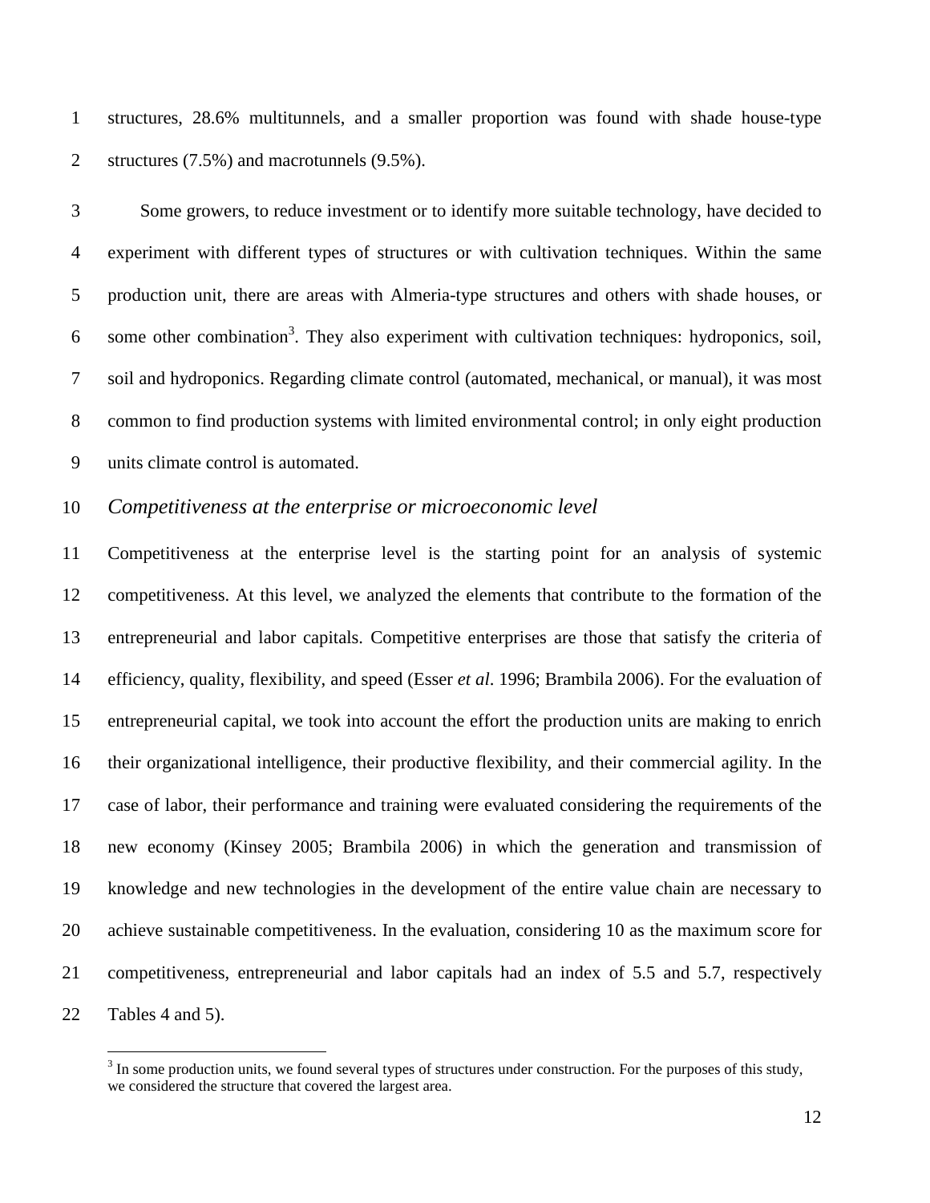structures, 28.6% multitunnels, and a smaller proportion was found with shade house-type structures (7.5%) and macrotunnels (9.5%).

Some growers, to reduce investment or to identify more suitable technology, have decided to experiment with different types of structures or with cultivation techniques. Within the same production unit, there are areas with Almeria-type structures and others with shade houses, or some other combination[3]. They also experiment with cultivation techniques: hydroponics, soil, soil and hydroponics. Regarding climate control (automated, mechanical, or manual), it was most common to find production systems with limited environmental control; in only eight production units climate control is automated.

### *Competitiveness at the enterprise or microeconomic level*

Competitiveness at the enterprise level is the starting point for an analysis of systemic competitiveness. At this level, we analyzed the elements that contribute to the formation of the entrepreneurial and labor capitals. Competitive enterprises are those that satisfy the criteria of efficiency, quality, flexibility, and speed (Esser *et al*. 1996; Brambila 2006). For the evaluation of entrepreneurial capital, we took into account the effort the production units are making to enrich their organizational intelligence, their productive flexibility, and their commercial agility. In the case of labor, their performance and training were evaluated considering the requirements of the new economy (Kinsey 2005; Brambila 2006) in which the generation and transmission of knowledge and new technologies in the development of the entire value chain are necessary to achieve sustainable competitiveness. In the evaluation, considering 10 as the maximum score for competitiveness, entrepreneurial and labor capitals had an index of 5.5 and 5.7, respectively Tables 4 and 5).

---

[3] In some production units, we found several types of structures under construction. For the purposes of this study, we considered the structure that covered the largest area.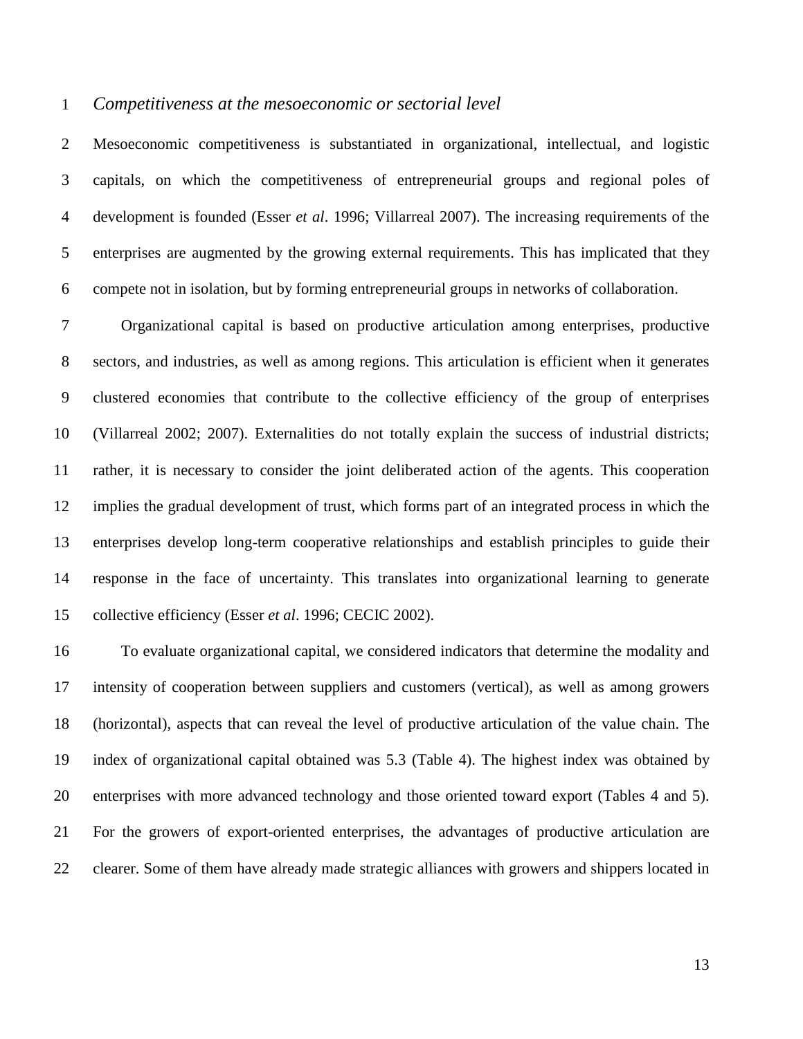*Competitiveness at the mesoeconomic or sectorial level*

Mesoeconomic competitiveness is substantiated in organizational, intellectual, and logistic capitals, on which the competitiveness of entrepreneurial groups and regional poles of development is founded (Esser *et al*. 1996; Villarreal 2007). The increasing requirements of the enterprises are augmented by the growing external requirements. This has implicated that they compete not in isolation, but by forming entrepreneurial groups in networks of collaboration.

Organizational capital is based on productive articulation among enterprises, productive sectors, and industries, as well as among regions. This articulation is efficient when it generates clustered economies that contribute to the collective efficiency of the group of enterprises (Villarreal 2002; 2007). Externalities do not totally explain the success of industrial districts; rather, it is necessary to consider the joint deliberated action of the agents. This cooperation implies the gradual development of trust, which forms part of an integrated process in which the enterprises develop long-term cooperative relationships and establish principles to guide their response in the face of uncertainty. This translates into organizational learning to generate collective efficiency (Esser *et al*. 1996; CECIC 2002).

To evaluate organizational capital, we considered indicators that determine the modality and intensity of cooperation between suppliers and customers (vertical), as well as among growers (horizontal), aspects that can reveal the level of productive articulation of the value chain. The index of organizational capital obtained was 5.3 (Table 4). The highest index was obtained by enterprises with more advanced technology and those oriented toward export (Tables 4 and 5). For the growers of export-oriented enterprises, the advantages of productive articulation are clearer. Some of them have already made strategic alliances with growers and shippers located in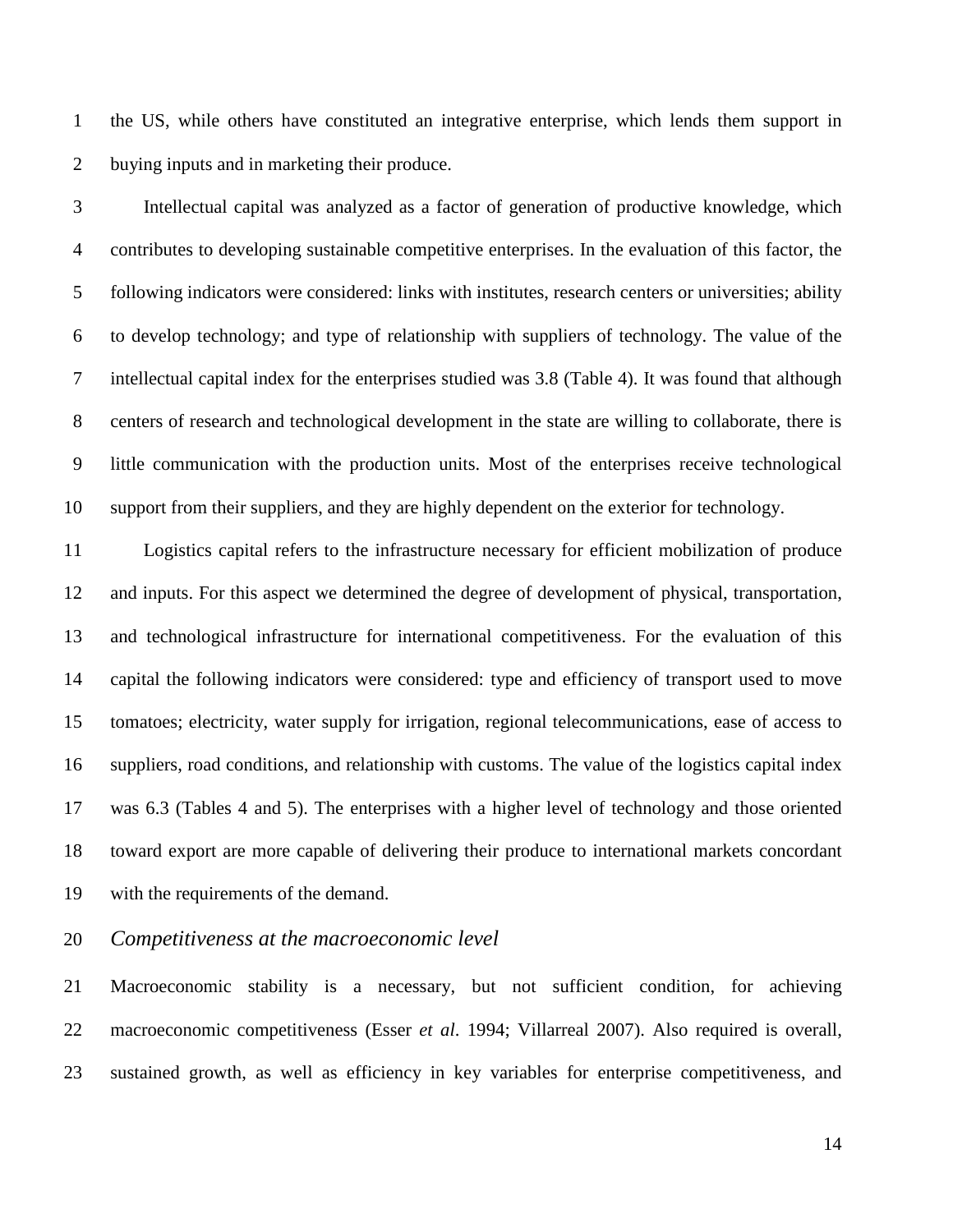the US, while others have constituted an integrative enterprise, which lends them support in buying inputs and in marketing their produce.

Intellectual capital was analyzed as a factor of generation of productive knowledge, which contributes to developing sustainable competitive enterprises. In the evaluation of this factor, the following indicators were considered: links with institutes, research centers or universities; ability to develop technology; and type of relationship with suppliers of technology. The value of the intellectual capital index for the enterprises studied was 3.8 (Table 4). It was found that although centers of research and technological development in the state are willing to collaborate, there is little communication with the production units. Most of the enterprises receive technological support from their suppliers, and they are highly dependent on the exterior for technology.

Logistics capital refers to the infrastructure necessary for efficient mobilization of produce and inputs. For this aspect we determined the degree of development of physical, transportation, and technological infrastructure for international competitiveness. For the evaluation of this capital the following indicators were considered: type and efficiency of transport used to move tomatoes; electricity, water supply for irrigation, regional telecommunications, ease of access to suppliers, road conditions, and relationship with customs. The value of the logistics capital index was 6.3 (Tables 4 and 5). The enterprises with a higher level of technology and those oriented toward export are more capable of delivering their produce to international markets concordant with the requirements of the demand.

*Competitiveness at the macroeconomic level*

Macroeconomic stability is a necessary, but not sufficient condition, for achieving macroeconomic competitiveness (Esser *et al*. 1994; Villarreal 2007). Also required is overall, sustained growth, as well as efficiency in key variables for enterprise competitiveness, and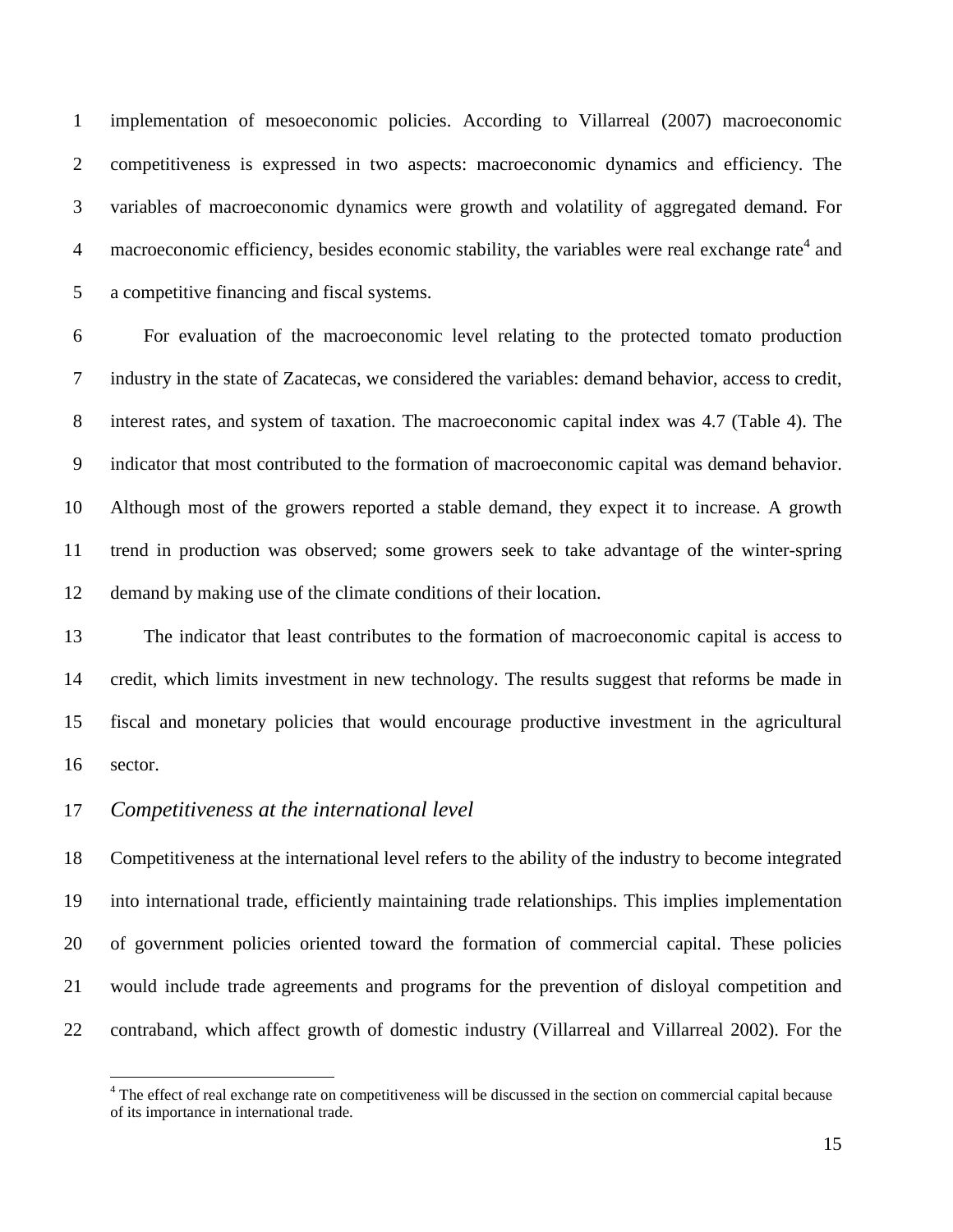implementation of mesoeconomic policies. According to Villarreal (2007) macroeconomic competitiveness is expressed in two aspects: macroeconomic dynamics and efficiency. The variables of macroeconomic dynamics were growth and volatility of aggregated demand. For macroeconomic efficiency, besides economic stability, the variables were real exchange rate[4] and a competitive financing and fiscal systems.

For evaluation of the macroeconomic level relating to the protected tomato production industry in the state of Zacatecas, we considered the variables: demand behavior, access to credit, interest rates, and system of taxation. The macroeconomic capital index was 4.7 (Table 4). The indicator that most contributed to the formation of macroeconomic capital was demand behavior. Although most of the growers reported a stable demand, they expect it to increase. A growth trend in production was observed; some growers seek to take advantage of the winter-spring demand by making use of the climate conditions of their location.

The indicator that least contributes to the formation of macroeconomic capital is access to credit, which limits investment in new technology. The results suggest that reforms be made in fiscal and monetary policies that would encourage productive investment in the agricultural sector.

### *Competitiveness at the international level*

Competitiveness at the international level refers to the ability of the industry to become integrated into international trade, efficiently maintaining trade relationships. This implies implementation of government policies oriented toward the formation of commercial capital. These policies would include trade agreements and programs for the prevention of disloyal competition and contraband, which affect growth of domestic industry (Villarreal and Villarreal 2002). For the

[4] The effect of real exchange rate on competitiveness will be discussed in the section on commercial capital because of its importance in international trade.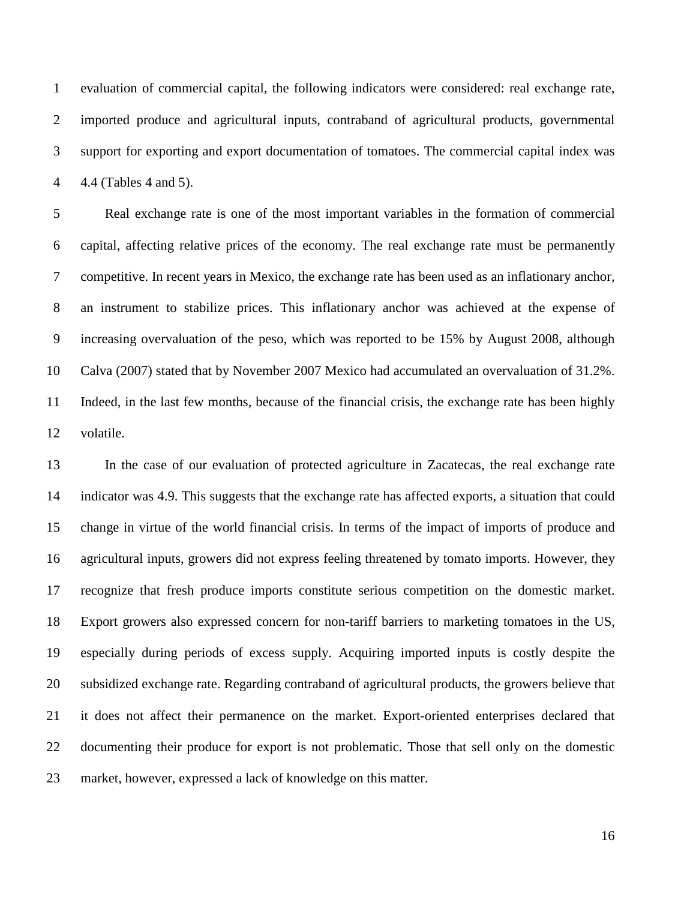evaluation of commercial capital, the following indicators were considered: real exchange rate, imported produce and agricultural inputs, contraband of agricultural products, governmental support for exporting and export documentation of tomatoes. The commercial capital index was 4.4 (Tables 4 and 5).

Real exchange rate is one of the most important variables in the formation of commercial capital, affecting relative prices of the economy. The real exchange rate must be permanently competitive. In recent years in Mexico, the exchange rate has been used as an inflationary anchor, an instrument to stabilize prices. This inflationary anchor was achieved at the expense of increasing overvaluation of the peso, which was reported to be 15% by August 2008, although Calva (2007) stated that by November 2007 Mexico had accumulated an overvaluation of 31.2%. Indeed, in the last few months, because of the financial crisis, the exchange rate has been highly volatile.

In the case of our evaluation of protected agriculture in Zacatecas, the real exchange rate indicator was 4.9. This suggests that the exchange rate has affected exports, a situation that could change in virtue of the world financial crisis. In terms of the impact of imports of produce and agricultural inputs, growers did not express feeling threatened by tomato imports. However, they recognize that fresh produce imports constitute serious competition on the domestic market. Export growers also expressed concern for non-tariff barriers to marketing tomatoes in the US, especially during periods of excess supply. Acquiring imported inputs is costly despite the subsidized exchange rate. Regarding contraband of agricultural products, the growers believe that it does not affect their permanence on the market. Export-oriented enterprises declared that documenting their produce for export is not problematic. Those that sell only on the domestic market, however, expressed a lack of knowledge on this matter.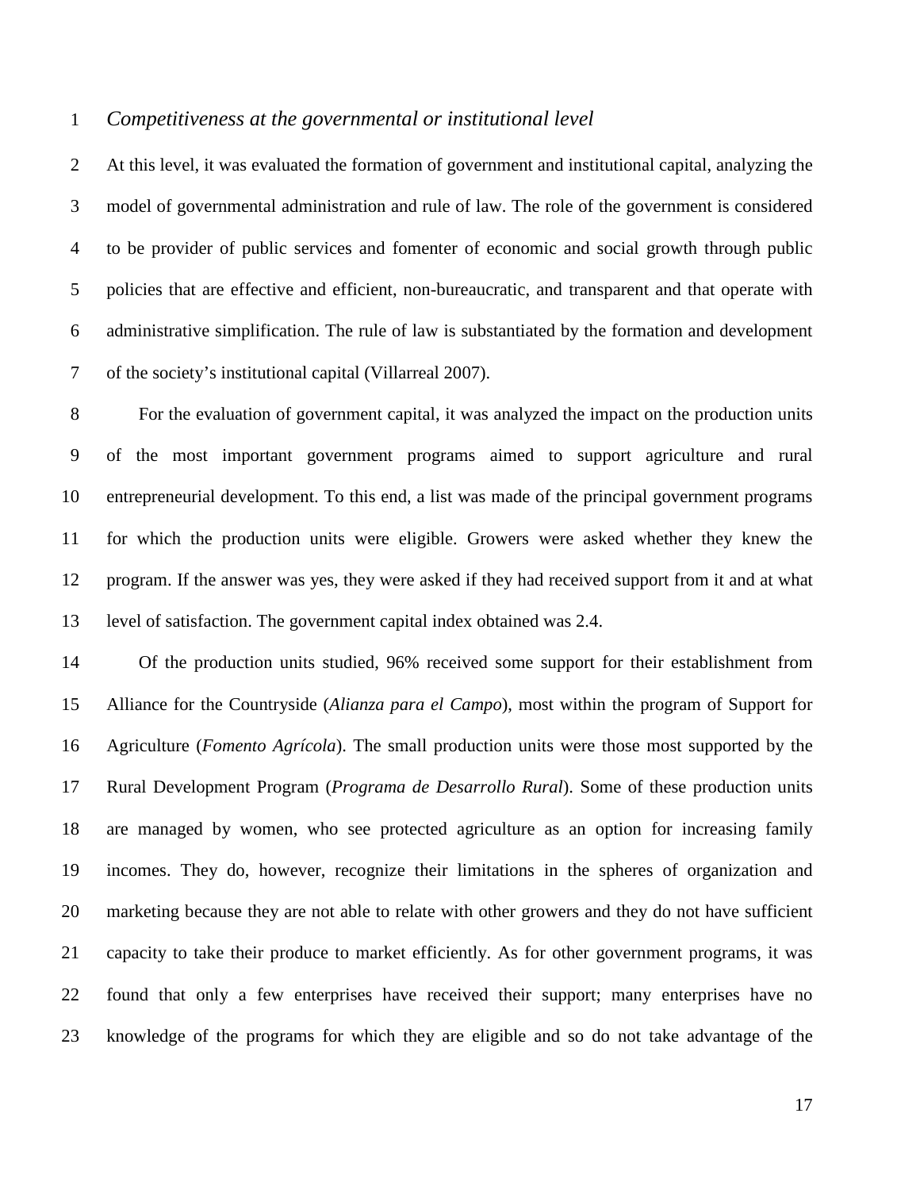*Competitiveness at the governmental or institutional level*

At this level, it was evaluated the formation of government and institutional capital, analyzing the model of governmental administration and rule of law. The role of the government is considered to be provider of public services and fomenter of economic and social growth through public policies that are effective and efficient, non-bureaucratic, and transparent and that operate with administrative simplification. The rule of law is substantiated by the formation and development of the society's institutional capital (Villarreal 2007).

For the evaluation of government capital, it was analyzed the impact on the production units of the most important government programs aimed to support agriculture and rural entrepreneurial development. To this end, a list was made of the principal government programs for which the production units were eligible. Growers were asked whether they knew the program. If the answer was yes, they were asked if they had received support from it and at what level of satisfaction. The government capital index obtained was 2.4.

Of the production units studied, 96% received some support for their establishment from Alliance for the Countryside (*Alianza para el Campo*), most within the program of Support for Agriculture (*Fomento Agrícola*). The small production units were those most supported by the Rural Development Program (*Programa de Desarrollo Rural*). Some of these production units are managed by women, who see protected agriculture as an option for increasing family incomes. They do, however, recognize their limitations in the spheres of organization and marketing because they are not able to relate with other growers and they do not have sufficient capacity to take their produce to market efficiently. As for other government programs, it was found that only a few enterprises have received their support; many enterprises have no knowledge of the programs for which they are eligible and so do not take advantage of the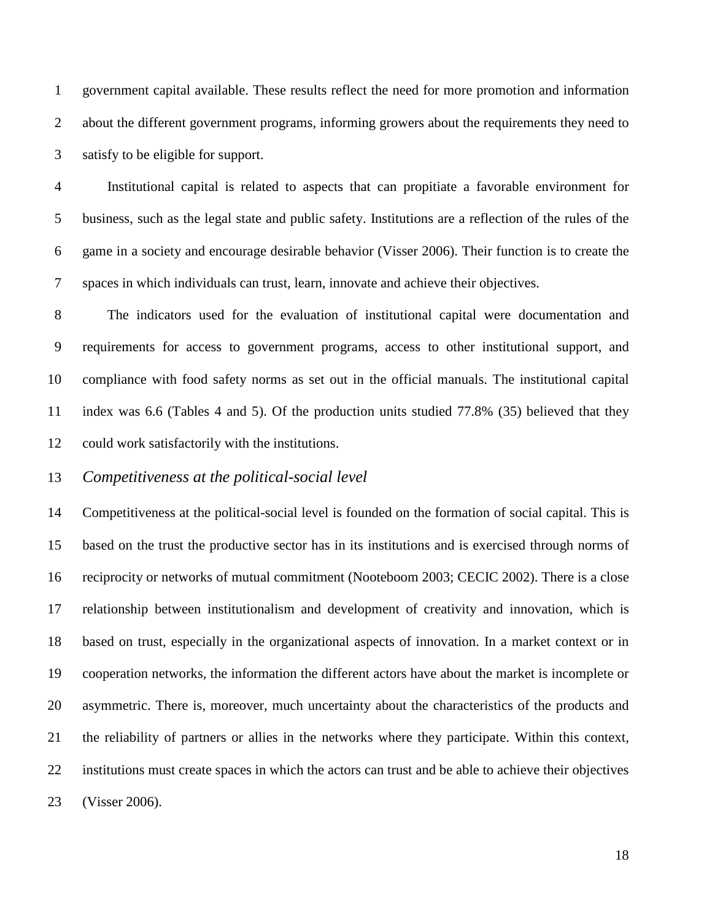government capital available. These results reflect the need for more promotion and information about the different government programs, informing growers about the requirements they need to satisfy to be eligible for support.

Institutional capital is related to aspects that can propitiate a favorable environment for business, such as the legal state and public safety. Institutions are a reflection of the rules of the game in a society and encourage desirable behavior (Visser 2006). Their function is to create the spaces in which individuals can trust, learn, innovate and achieve their objectives.

The indicators used for the evaluation of institutional capital were documentation and requirements for access to government programs, access to other institutional support, and compliance with food safety norms as set out in the official manuals. The institutional capital index was 6.6 (Tables 4 and 5). Of the production units studied 77.8% (35) believed that they could work satisfactorily with the institutions.

### *Competitiveness at the political-social level*

Competitiveness at the political-social level is founded on the formation of social capital. This is based on the trust the productive sector has in its institutions and is exercised through norms of reciprocity or networks of mutual commitment (Nooteboom 2003; CECIC 2002). There is a close relationship between institutionalism and development of creativity and innovation, which is based on trust, especially in the organizational aspects of innovation. In a market context or in cooperation networks, the information the different actors have about the market is incomplete or asymmetric. There is, moreover, much uncertainty about the characteristics of the products and the reliability of partners or allies in the networks where they participate. Within this context, institutions must create spaces in which the actors can trust and be able to achieve their objectives (Visser 2006).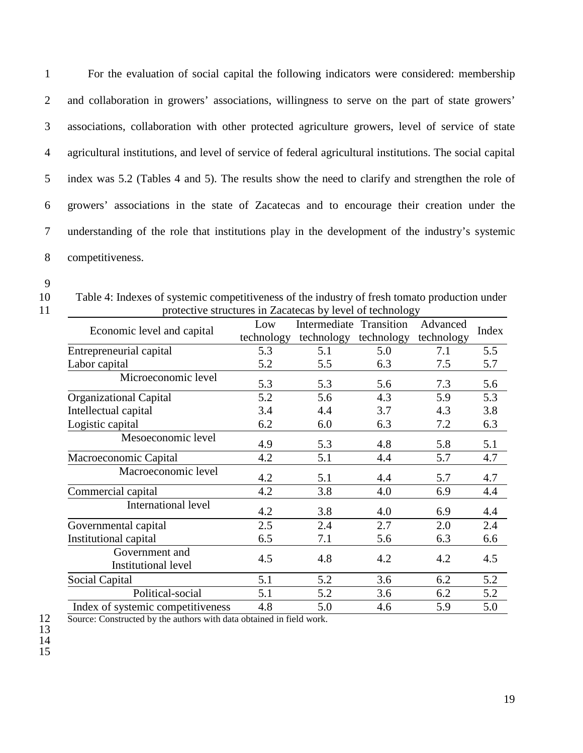For the evaluation of social capital the following indicators were considered: membership and collaboration in growers' associations, willingness to serve on the part of state growers' associations, collaboration with other protected agriculture growers, level of service of state agricultural institutions, and level of service of federal agricultural institutions. The social capital index was 5.2 (Tables 4 and 5). The results show the need to clarify and strengthen the role of growers' associations in the state of Zacatecas and to encourage their creation under the understanding of the role that institutions play in the development of the industry's systemic competitiveness.

Table 4: Indexes of systemic competitiveness of the industry of fresh tomato production under protective structures in Zacatecas by level of technology

| Economic level and capital | Low technology | Intermediate technology | Transition technology | Advanced technology | Index |
|---|---|---|---|---|---|
| Entrepreneurial capital | 5.3 | 5.1 | 5.0 | 7.1 | 5.5 |
| Labor capital | 5.2 | 5.5 | 6.3 | 7.5 | 5.7 |
| Microeconomic level | 5.3 | 5.3 | 5.6 | 7.3 | 5.6 |
| Organizational Capital | 5.2 | 5.6 | 4.3 | 5.9 | 5.3 |
| Intellectual capital | 3.4 | 4.4 | 3.7 | 4.3 | 3.8 |
| Logistic capital | 6.2 | 6.0 | 6.3 | 7.2 | 6.3 |
| Mesoeconomic level | 4.9 | 5.3 | 4.8 | 5.8 | 5.1 |
| Macroeconomic Capital | 4.2 | 5.1 | 4.4 | 5.7 | 4.7 |
| Macroeconomic level | 4.2 | 5.1 | 4.4 | 5.7 | 4.7 |
| Commercial capital | 4.2 | 3.8 | 4.0 | 6.9 | 4.4 |
| International level | 4.2 | 3.8 | 4.0 | 6.9 | 4.4 |
| Governmental capital | 2.5 | 2.4 | 2.7 | 2.0 | 2.4 |
| Institutional capital | 6.5 | 7.1 | 5.6 | 6.3 | 6.6 |
| Government and Institutional level | 4.5 | 4.8 | 4.2 | 4.2 | 4.5 |
| Social Capital | 5.1 | 5.2 | 3.6 | 6.2 | 5.2 |
| Political-social | 5.1 | 5.2 | 3.6 | 6.2 | 5.2 |
| Index of systemic competitiveness | 4.8 | 5.0 | 4.6 | 5.9 | 5.0 |

Source: Constructed by the authors with data obtained in field work.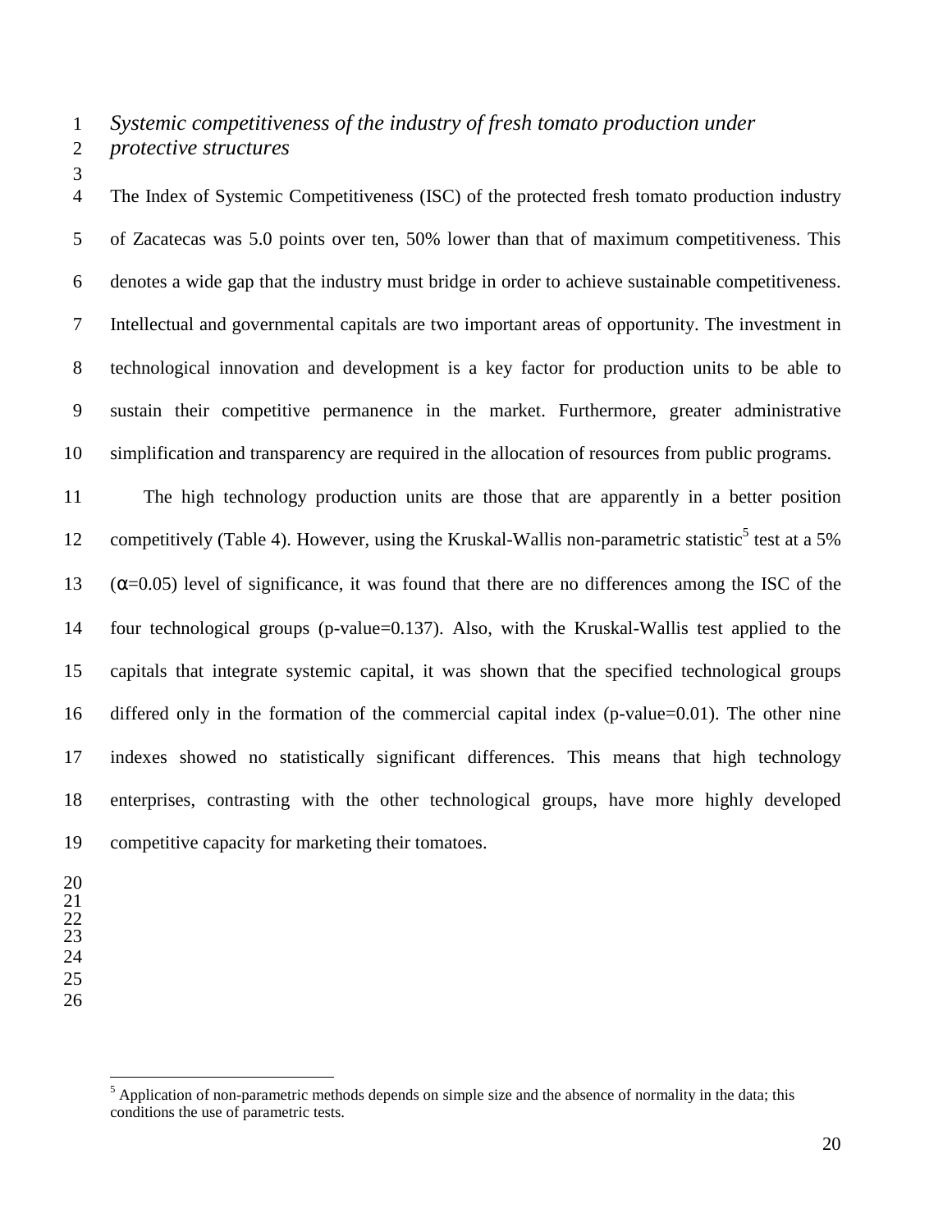*Systemic competitiveness of the industry of fresh tomato production under protective structures*

The Index of Systemic Competitiveness (ISC) of the protected fresh tomato production industry of Zacatecas was 5.0 points over ten, 50% lower than that of maximum competitiveness. This denotes a wide gap that the industry must bridge in order to achieve sustainable competitiveness. Intellectual and governmental capitals are two important areas of opportunity. The investment in technological innovation and development is a key factor for production units to be able to sustain their competitive permanence in the market. Furthermore, greater administrative simplification and transparency are required in the allocation of resources from public programs.

The high technology production units are those that are apparently in a better position competitively (Table 4). However, using the Kruskal-Wallis non-parametric statistic[5] test at a 5% ($\alpha$=0.05) level of significance, it was found that there are no differences among the ISC of the four technological groups (p-value=0.137). Also, with the Kruskal-Wallis test applied to the capitals that integrate systemic capital, it was shown that the specified technological groups differed only in the formation of the commercial capital index (p-value=0.01). The other nine indexes showed no statistically significant differences. This means that high technology enterprises, contrasting with the other technological groups, have more highly developed competitive capacity for marketing their tomatoes.

---

[5] Application of non-parametric methods depends on simple size and the absence of normality in the data; this conditions the use of parametric tests.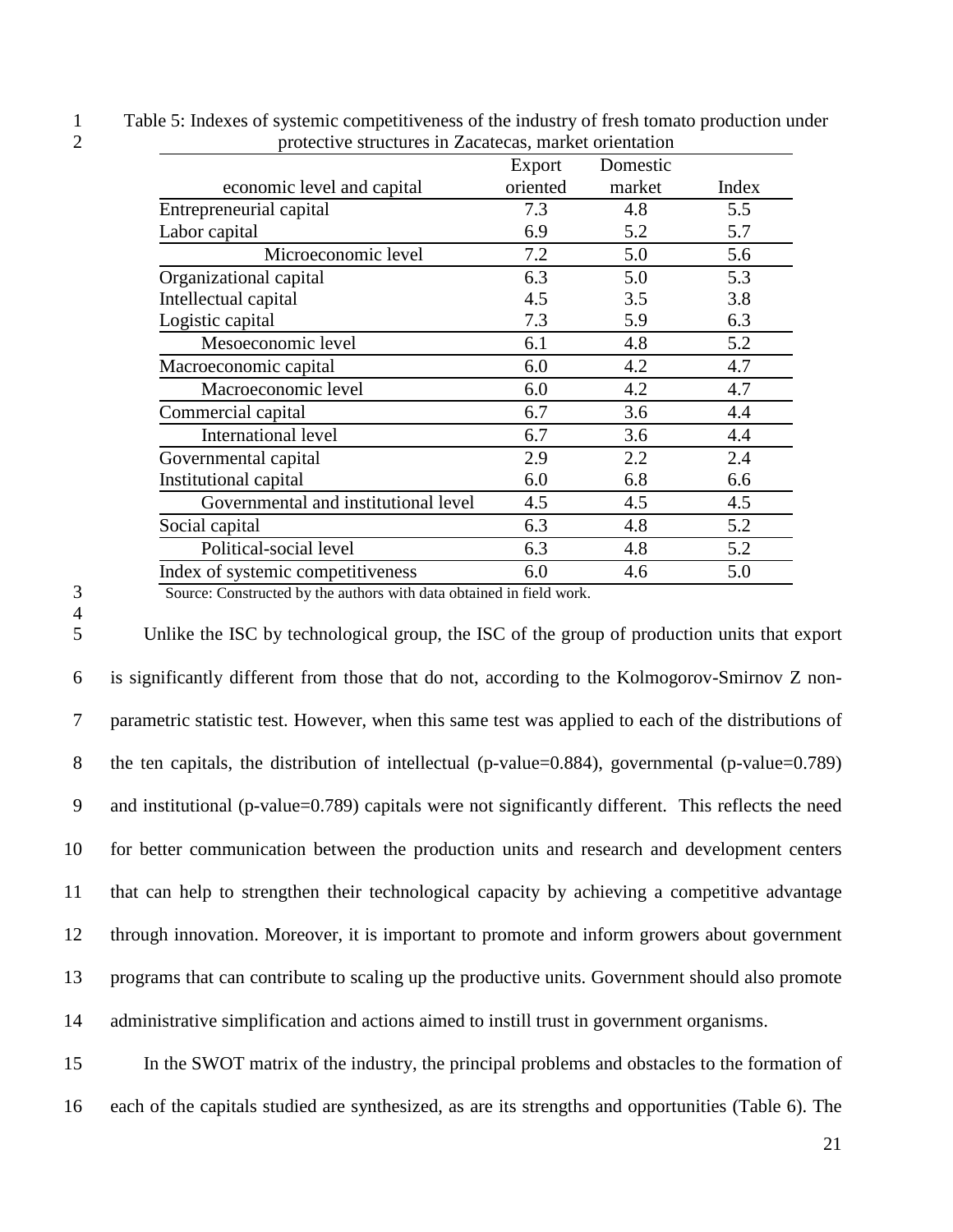Table 5: Indexes of systemic competitiveness of the industry of fresh tomato production under protective structures in Zacatecas, market orientation

| economic level and capital | Export oriented | Domestic market | Index |
|---|---|---|---|
| Entrepreneurial capital | 7.3 | 4.8 | 5.5 |
| Labor capital | 6.9 | 5.2 | 5.7 |
| Microeconomic level | 7.2 | 5.0 | 5.6 |
| Organizational capital | 6.3 | 5.0 | 5.3 |
| Intellectual capital | 4.5 | 3.5 | 3.8 |
| Logistic capital | 7.3 | 5.9 | 6.3 |
| Mesoeconomic level | 6.1 | 4.8 | 5.2 |
| Macroeconomic capital | 6.0 | 4.2 | 4.7 |
| Macroeconomic level | 6.0 | 4.2 | 4.7 |
| Commercial capital | 6.7 | 3.6 | 4.4 |
| International level | 6.7 | 3.6 | 4.4 |
| Governmental capital | 2.9 | 2.2 | 2.4 |
| Institutional capital | 6.0 | 6.8 | 6.6 |
| Governmental and institutional level | 4.5 | 4.5 | 4.5 |
| Social capital | 6.3 | 4.8 | 5.2 |
| Political-social level | 6.3 | 4.8 | 5.2 |
| Index of systemic competitiveness | 6.0 | 4.6 | 5.0 |

Source: Constructed by the authors with data obtained in field work.

Unlike the ISC by technological group, the ISC of the group of production units that export is significantly different from those that do not, according to the Kolmogorov-Smirnov Z non-parametric statistic test. However, when this same test was applied to each of the distributions of the ten capitals, the distribution of intellectual (p-value=0.884), governmental (p-value=0.789) and institutional (p-value=0.789) capitals were not significantly different. This reflects the need for better communication between the production units and research and development centers that can help to strengthen their technological capacity by achieving a competitive advantage through innovation. Moreover, it is important to promote and inform growers about government programs that can contribute to scaling up the productive units. Government should also promote administrative simplification and actions aimed to instill trust in government organisms.

In the SWOT matrix of the industry, the principal problems and obstacles to the formation of each of the capitals studied are synthesized, as are its strengths and opportunities (Table 6). The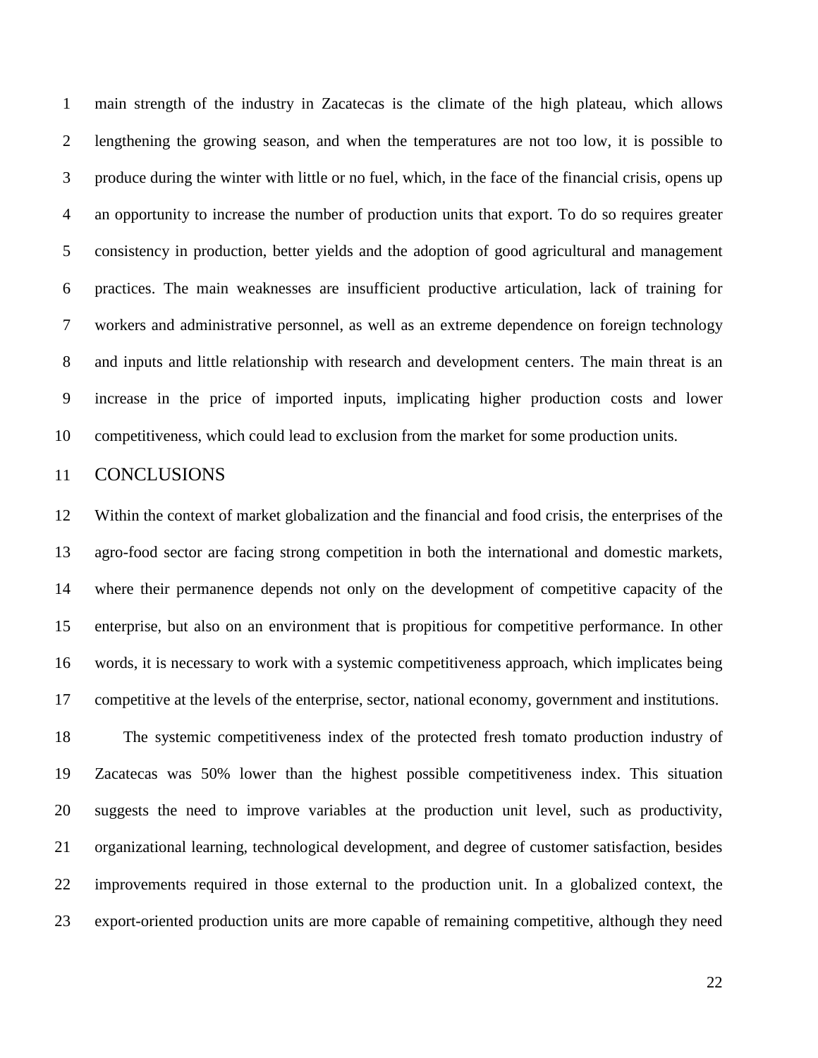main strength of the industry in Zacatecas is the climate of the high plateau, which allows lengthening the growing season, and when the temperatures are not too low, it is possible to produce during the winter with little or no fuel, which, in the face of the financial crisis, opens up an opportunity to increase the number of production units that export. To do so requires greater consistency in production, better yields and the adoption of good agricultural and management practices. The main weaknesses are insufficient productive articulation, lack of training for workers and administrative personnel, as well as an extreme dependence on foreign technology and inputs and little relationship with research and development centers. The main threat is an increase in the price of imported inputs, implicating higher production costs and lower competitiveness, which could lead to exclusion from the market for some production units.

## CONCLUSIONS

Within the context of market globalization and the financial and food crisis, the enterprises of the agro-food sector are facing strong competition in both the international and domestic markets, where their permanence depends not only on the development of competitive capacity of the enterprise, but also on an environment that is propitious for competitive performance. In other words, it is necessary to work with a systemic competitiveness approach, which implicates being competitive at the levels of the enterprise, sector, national economy, government and institutions.

The systemic competitiveness index of the protected fresh tomato production industry of Zacatecas was 50% lower than the highest possible competitiveness index. This situation suggests the need to improve variables at the production unit level, such as productivity, organizational learning, technological development, and degree of customer satisfaction, besides improvements required in those external to the production unit. In a globalized context, the export-oriented production units are more capable of remaining competitive, although they need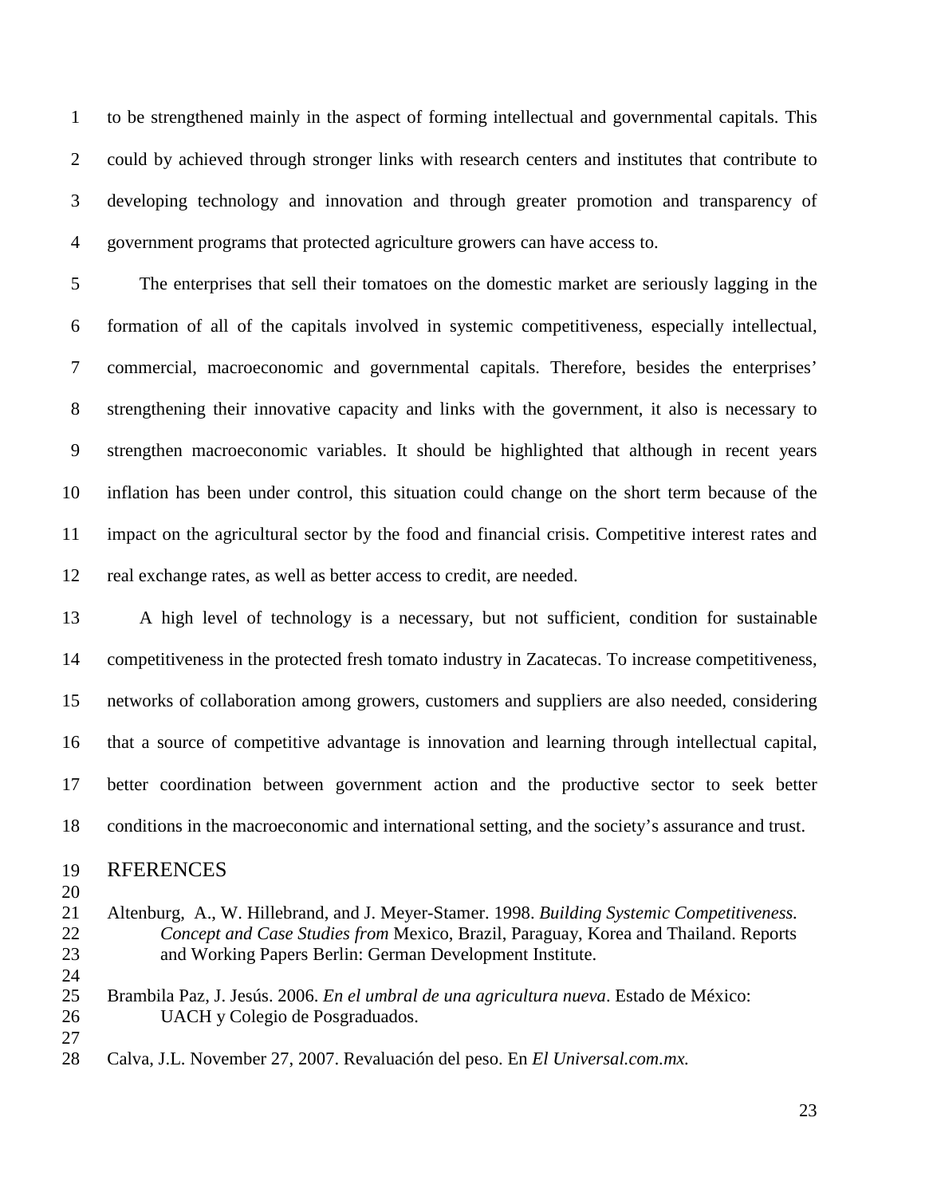to be strengthened mainly in the aspect of forming intellectual and governmental capitals. This could by achieved through stronger links with research centers and institutes that contribute to developing technology and innovation and through greater promotion and transparency of government programs that protected agriculture growers can have access to.

The enterprises that sell their tomatoes on the domestic market are seriously lagging in the formation of all of the capitals involved in systemic competitiveness, especially intellectual, commercial, macroeconomic and governmental capitals. Therefore, besides the enterprises' strengthening their innovative capacity and links with the government, it also is necessary to strengthen macroeconomic variables. It should be highlighted that although in recent years inflation has been under control, this situation could change on the short term because of the impact on the agricultural sector by the food and financial crisis. Competitive interest rates and real exchange rates, as well as better access to credit, are needed.

A high level of technology is a necessary, but not sufficient, condition for sustainable competitiveness in the protected fresh tomato industry in Zacatecas. To increase competitiveness, networks of collaboration among growers, customers and suppliers are also needed, considering that a source of competitive advantage is innovation and learning through intellectual capital, better coordination between government action and the productive sector to seek better conditions in the macroeconomic and international setting, and the society's assurance and trust.

# RFERENCES

Altenburg, A., W. Hillebrand, and J. Meyer-Stamer. 1998. *Building Systemic Competitiveness. Concept and Case Studies from* Mexico, Brazil, Paraguay, Korea and Thailand. Reports and Working Papers Berlin: German Development Institute.

Brambila Paz, J. Jesús. 2006. *En el umbral de una agricultura nueva*. Estado de México: UACH y Colegio de Posgraduados.

Calva, J.L. November 27, 2007. Revaluación del peso. En *El Universal.com.mx.*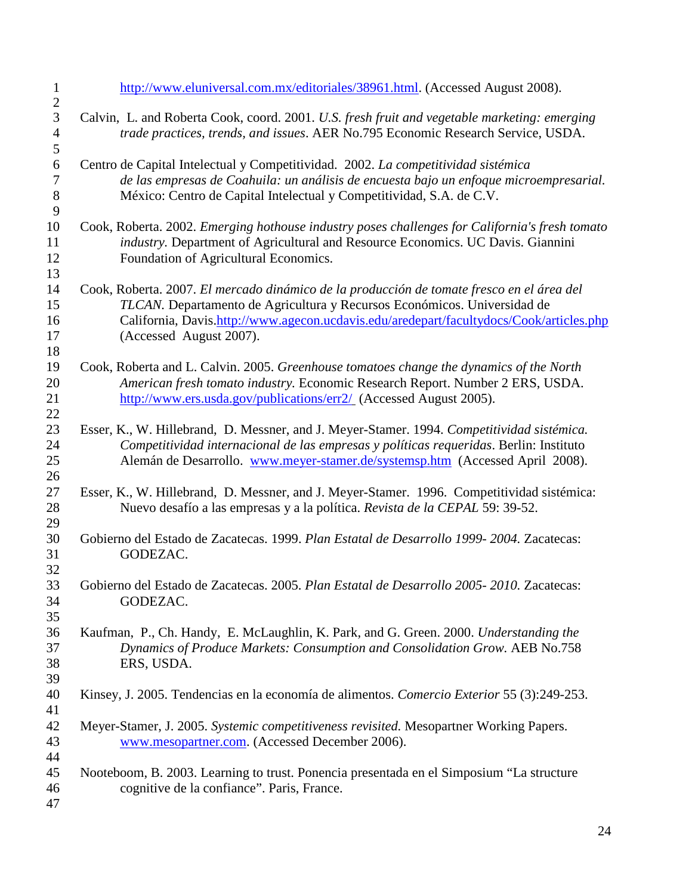http://www.eluniversal.com.mx/editoriales/38961.html. (Accessed August 2008).

Calvin, L. and Roberta Cook, coord. 2001. *U.S. fresh fruit and vegetable marketing: emerging trade practices, trends, and issues*. AER No.795 Economic Research Service, USDA.

Centro de Capital Intelectual y Competitividad. 2002. *La competitividad sistémica de las empresas de Coahuila: un análisis de encuesta bajo un enfoque microempresarial.* México: Centro de Capital Intelectual y Competitividad, S.A. de C.V.

Cook, Roberta. 2002. *Emerging hothouse industry poses challenges for California's fresh tomato industry.* Department of Agricultural and Resource Economics. UC Davis. Giannini Foundation of Agricultural Economics.

Cook, Roberta. 2007. *El mercado dinámico de la producción de tomate fresco en el área del TLCAN.* Departamento de Agricultura y Recursos Económicos. Universidad de California, Davis.http://www.agecon.ucdavis.edu/aredepart/facultydocs/Cook/articles.php (Accessed August 2007).

Cook, Roberta and L. Calvin. 2005. *Greenhouse tomatoes change the dynamics of the North American fresh tomato industry.* Economic Research Report. Number 2 ERS, USDA. http://www.ers.usda.gov/publications/err2/ (Accessed August 2005).

Esser, K., W. Hillebrand, D. Messner, and J. Meyer-Stamer. 1994. *Competitividad sistémica. Competitividad internacional de las empresas y políticas requeridas*. Berlin: Instituto Alemán de Desarrollo. www.meyer-stamer.de/systemsp.htm (Accessed April 2008).

Esser, K., W. Hillebrand, D. Messner, and J. Meyer-Stamer. 1996. Competitividad sistémica: Nuevo desafío a las empresas y a la política. *Revista de la CEPAL* 59: 39-52.

Gobierno del Estado de Zacatecas. 1999. *Plan Estatal de Desarrollo 1999- 2004.* Zacatecas: GODEZAC.

Gobierno del Estado de Zacatecas. 2005. *Plan Estatal de Desarrollo 2005- 2010.* Zacatecas: GODEZAC.

Kaufman, P., Ch. Handy, E. McLaughlin, K. Park, and G. Green. 2000. *Understanding the Dynamics of Produce Markets: Consumption and Consolidation Grow.* AEB No.758 ERS, USDA.

Kinsey, J. 2005. Tendencias en la economía de alimentos. *Comercio Exterior* 55 (3):249-253.

Meyer-Stamer, J. 2005. *Systemic competitiveness revisited.* Mesopartner Working Papers. www.mesopartner.com. (Accessed December 2006).

Nooteboom, B. 2003. Learning to trust. Ponencia presentada en el Simposium "La structure cognitive de la confiance". Paris, France.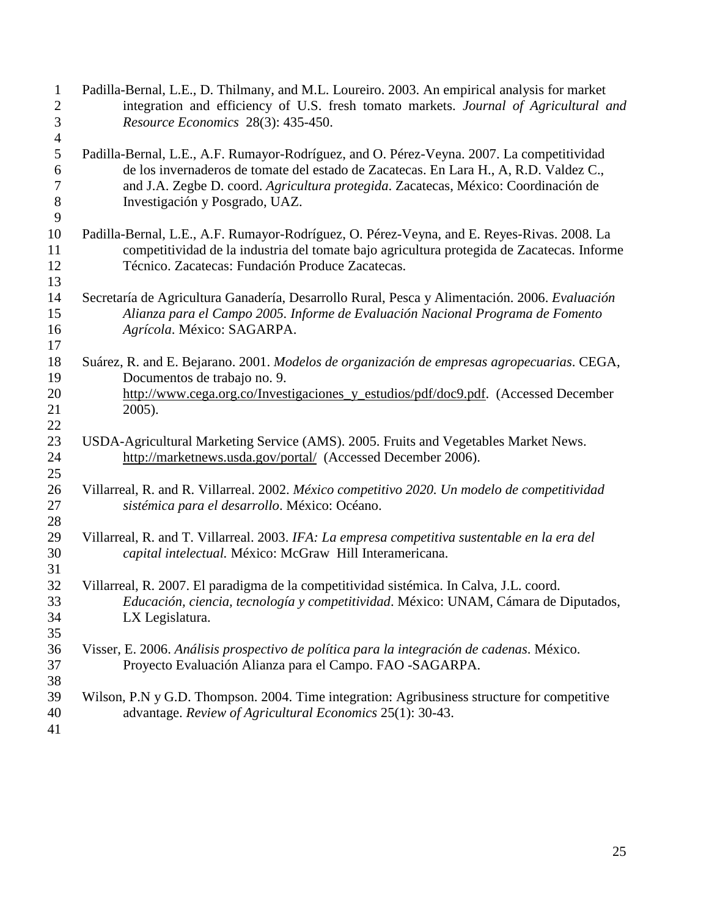Padilla-Bernal, L.E., D. Thilmany, and M.L. Loureiro. 2003. An empirical analysis for market integration and efficiency of U.S. fresh tomato markets. *Journal of Agricultural and Resource Economics* 28(3): 435-450.

Padilla-Bernal, L.E., A.F. Rumayor-Rodríguez, and O. Pérez-Veyna. 2007. La competitividad de los invernaderos de tomate del estado de Zacatecas. En Lara H., A, R.D. Valdez C., and J.A. Zegbe D. coord. *Agricultura protegida*. Zacatecas, México: Coordinación de Investigación y Posgrado, UAZ.

Padilla-Bernal, L.E., A.F. Rumayor-Rodríguez, O. Pérez-Veyna, and E. Reyes-Rivas. 2008. La competitividad de la industria del tomate bajo agricultura protegida de Zacatecas. Informe Técnico. Zacatecas: Fundación Produce Zacatecas.

Secretaría de Agricultura Ganadería, Desarrollo Rural, Pesca y Alimentación. 2006. *Evaluación Alianza para el Campo 2005. Informe de Evaluación Nacional Programa de Fomento Agrícola*. México: SAGARPA.

Suárez, R. and E. Bejarano. 2001. *Modelos de organización de empresas agropecuarias*. CEGA, Documentos de trabajo no. 9. http://www.cega.org.co/Investigaciones_y_estudios/pdf/doc9.pdf. (Accessed December 2005).

USDA-Agricultural Marketing Service (AMS). 2005. Fruits and Vegetables Market News. http://marketnews.usda.gov/portal/ (Accessed December 2006).

Villarreal, R. and R. Villarreal. 2002. *México competitivo 2020. Un modelo de competitividad sistémica para el desarrollo*. México: Océano.

Villarreal, R. and T. Villarreal. 2003. *IFA: La empresa competitiva sustentable en la era del capital intelectual.* México: McGraw Hill Interamericana.

Villarreal, R. 2007. El paradigma de la competitividad sistémica. In Calva, J.L. coord. *Educación, ciencia, tecnología y competitividad*. México: UNAM, Cámara de Diputados, LX Legislatura.

Visser, E. 2006. *Análisis prospectivo de política para la integración de cadenas*. México. Proyecto Evaluación Alianza para el Campo. FAO -SAGARPA.

Wilson, P.N y G.D. Thompson. 2004. Time integration: Agribusiness structure for competitive advantage. *Review of Agricultural Economics* 25(1): 30-43.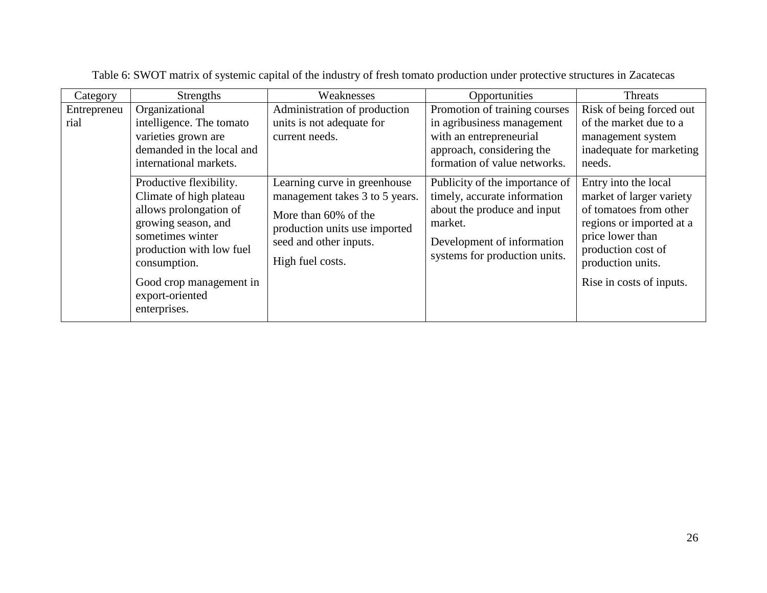Table 6: SWOT matrix of systemic capital of the industry of fresh tomato production under protective structures in Zacatecas

| Category | Strengths | Weaknesses | Opportunities | Threats |
|---|---|---|---|---|
| Entrepreneurial | Organizational intelligence. The tomato varieties grown are demanded in the local and international markets. | Administration of production units is not adequate for current needs. | Promotion of training courses in agribusiness management with an entrepreneurial approach, considering the formation of value networks. | Risk of being forced out of the market due to a management system inadequate for marketing needs. |
| | Productive flexibility. Climate of high plateau allows prolongation of growing season, and sometimes winter production with low fuel consumption.<br><br>Good crop management in export-oriented enterprises. | Learning curve in greenhouse management takes 3 to 5 years.<br><br>More than 60% of the production units use imported seed and other inputs.<br><br>High fuel costs. | Publicity of the importance of timely, accurate information about the produce and input market.<br><br>Development of information systems for production units. | Entry into the local market of larger variety of tomatoes from other regions or imported at a price lower than production cost of production units.<br><br>Rise in costs of inputs. |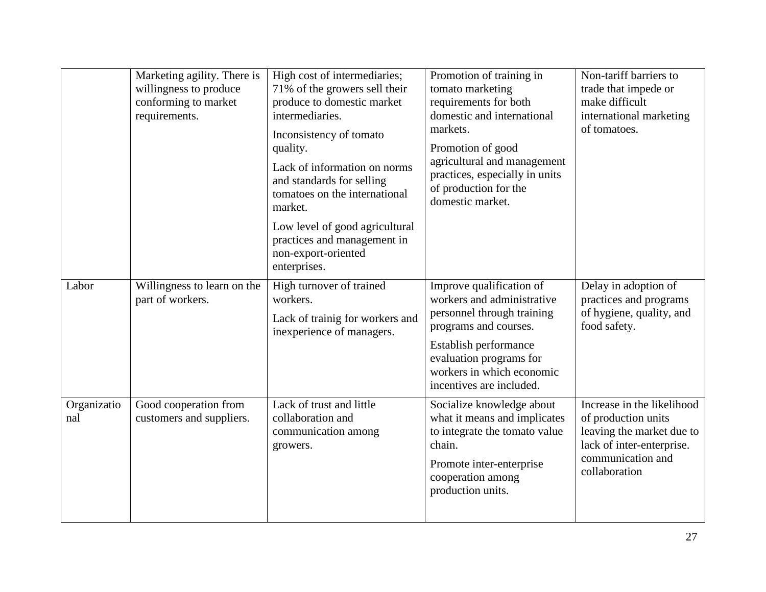| | | | | |
|---|---|---|---|---|
| | Marketing agility. There is willingness to produce conforming to market requirements. | High cost of intermediaries; 71% of the growers sell their produce to domestic market intermediaries.<br><br>Inconsistency of tomato quality.<br><br>Lack of information on norms and standards for selling tomatoes on the international market.<br><br>Low level of good agricultural practices and management in non-export-oriented enterprises. | Promotion of training in tomato marketing requirements for both domestic and international markets.<br><br>Promotion of good agricultural and management practices, especially in units of production for the domestic market. | Non-tariff barriers to trade that impede or make difficult international marketing of tomatoes. |
| Labor | Willingness to learn on the part of workers. | High turnover of trained workers.<br><br>Lack of trainig for workers and inexperience of managers. | Improve qualification of workers and administrative personnel through training programs and courses.<br><br>Establish performance evaluation programs for workers in which economic incentives are included. | Delay in adoption of practices and programs of hygiene, quality, and food safety. |
| Organizational | Good cooperation from customers and suppliers. | Lack of trust and little collaboration and communication among growers. | Socialize knowledge about what it means and implicates to integrate the tomato value chain.<br><br>Promote inter-enterprise cooperation among production units. | Increase in the likelihood of production units leaving the market due to lack of inter-enterprise. communication and collaboration |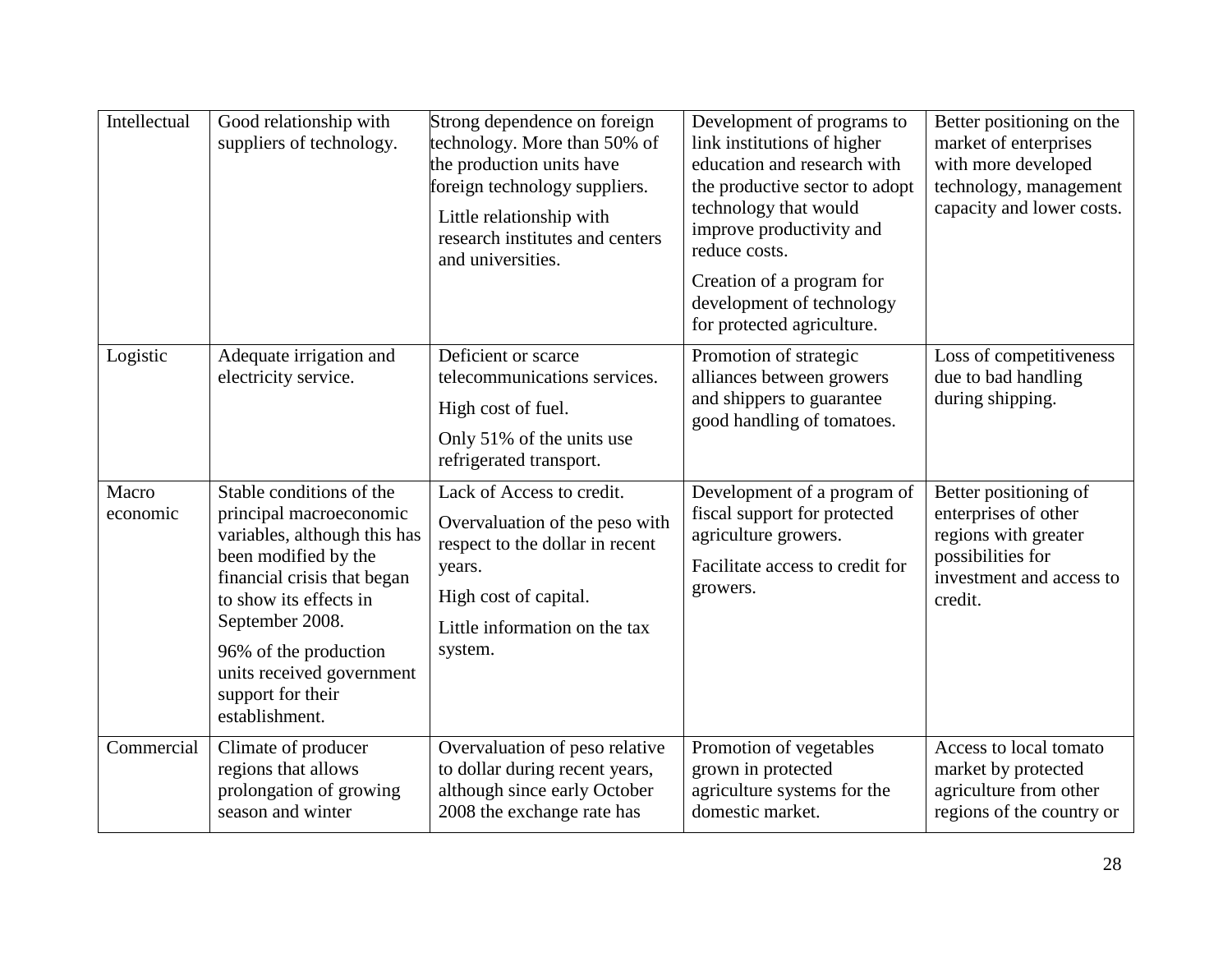| Intellectual | Good relationship with suppliers of technology. | Strong dependence on foreign technology. More than 50% of the production units have foreign technology suppliers.<br>Little relationship with research institutes and centers and universities. | Development of programs to link institutions of higher education and research with the productive sector to adopt technology that would improve productivity and reduce costs.<br>Creation of a program for development of technology for protected agriculture. | Better positioning on the market of enterprises with more developed technology, management capacity and lower costs. |
|---|---|---|---|---|
| Logistic | Adequate irrigation and electricity service. | Deficient or scarce telecommunications services.<br>High cost of fuel.<br>Only 51% of the units use refrigerated transport. | Promotion of strategic alliances between growers and shippers to guarantee good handling of tomatoes. | Loss of competitiveness due to bad handling during shipping. |
| Macro economic | Stable conditions of the principal macroeconomic variables, although this has been modified by the financial crisis that began to show its effects in September 2008.<br>96% of the production units received government support for their establishment. | Lack of Access to credit.<br>Overvaluation of the peso with respect to the dollar in recent years.<br>High cost of capital.<br>Little information on the tax system. | Development of a program of fiscal support for protected agriculture growers.<br>Facilitate access to credit for growers. | Better positioning of enterprises of other regions with greater possibilities for investment and access to credit. |
| Commercial | Climate of producer regions that allows prolongation of growing season and winter | Overvaluation of peso relative to dollar during recent years, although since early October 2008 the exchange rate has | Promotion of vegetables grown in protected agriculture systems for the domestic market. | Access to local tomato market by protected agriculture from other regions of the country or |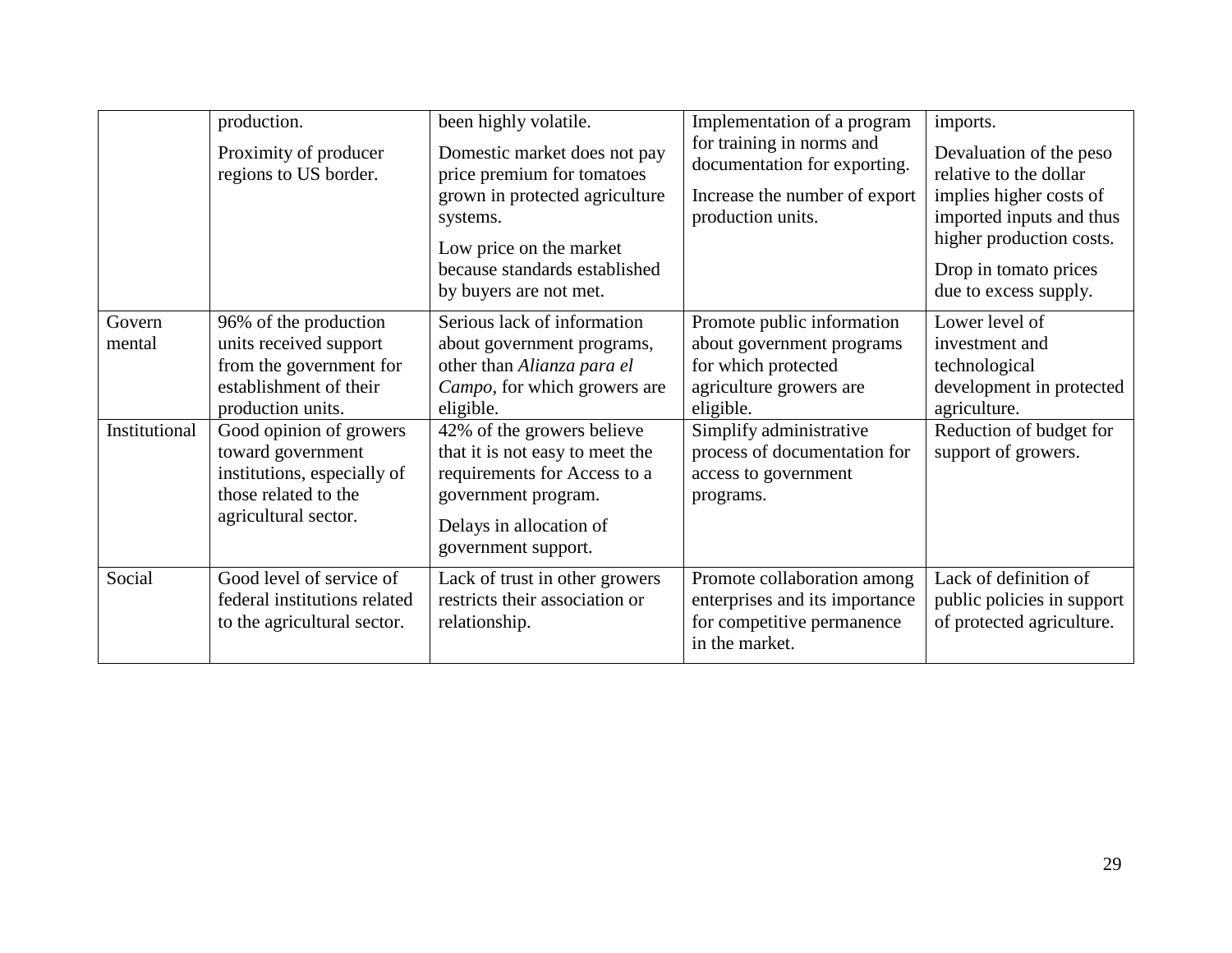| | | | | |
|---|---|---|---|---|
| | production. Proximity of producer regions to US border. | been highly volatile. Domestic market does not pay price premium for tomatoes grown in protected agriculture systems. Low price on the market because standards established by buyers are not met. | Implementation of a program for training in norms and documentation for exporting. Increase the number of export production units. | imports. Devaluation of the peso relative to the dollar implies higher costs of imported inputs and thus higher production costs. Drop in tomato prices due to excess supply. |
| Govern mental | 96% of the production units received support from the government for establishment of their production units. | Serious lack of information about government programs, other than *Alianza para el Campo*, for which growers are eligible. | Promote public information about government programs for which protected agriculture growers are eligible. | Lower level of investment and technological development in protected agriculture. |
| Institutional | Good opinion of growers toward government institutions, especially of those related to the agricultural sector. | 42% of the growers believe that it is not easy to meet the requirements for Access to a government program. Delays in allocation of government support. | Simplify administrative process of documentation for access to government programs. | Reduction of budget for support of growers. |
| Social | Good level of service of federal institutions related to the agricultural sector. | Lack of trust in other growers restricts their association or relationship. | Promote collaboration among enterprises and its importance for competitive permanence in the market. | Lack of definition of public policies in support of protected agriculture. |